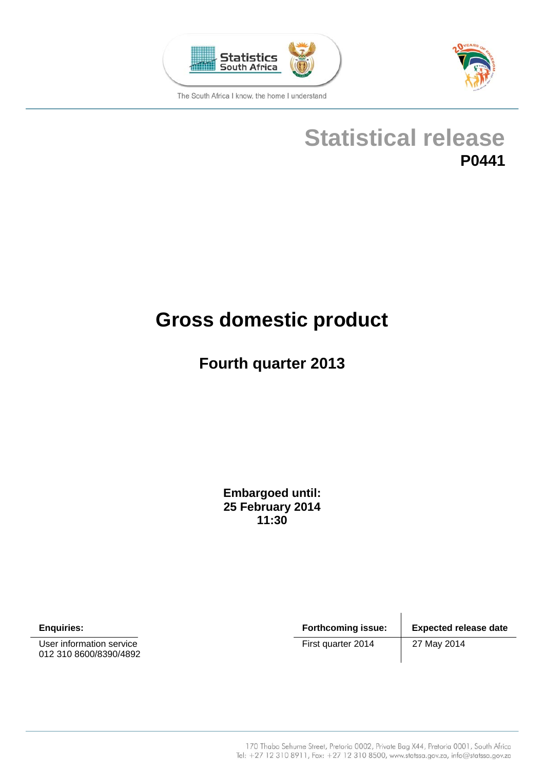The South Africa I know, the home I understand

# Statistical release

**P0441**

# Gross domestic product

## Fourth quarter 2013

**Embargoed until:**
**25 February 2014**
**11:30**

| **Enquiries:** |
| --- |
| User information service<br>012 310 8600/8390/4892 |

| **Forthcoming issue:** | **Expected release date** |
| --- | --- |
| First quarter 2014 | 27 May 2014 |

170 Thabo Sehume Street, Pretoria 0002, Private Bag X44, Pretoria 0001, South Africa
Tel: +27 12 310 8911, Fax: +27 12 310 8500, www.statssa.gov.za, info@statssa.gov.za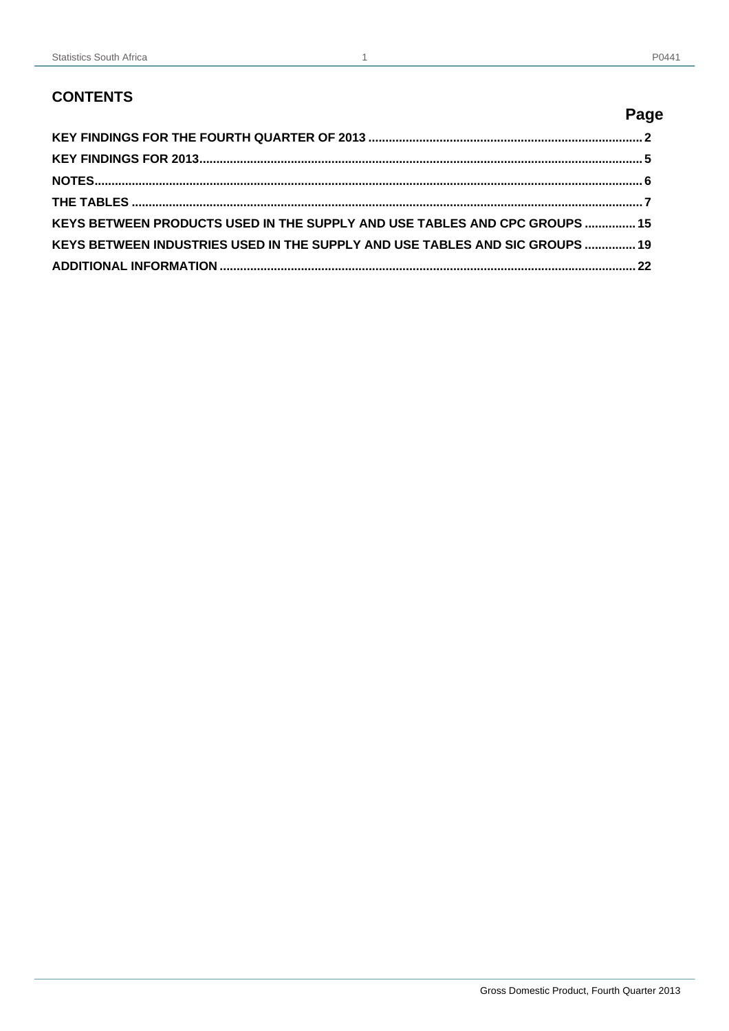## CONTENTS

| | Page |
|---|---|
| KEY FINDINGS FOR THE FOURTH QUARTER OF 2013 | 2 |
| KEY FINDINGS FOR 2013 | 5 |
| NOTES | 6 |
| THE TABLES | 7 |
| KEYS BETWEEN PRODUCTS USED IN THE SUPPLY AND USE TABLES AND CPC GROUPS | 15 |
| KEYS BETWEEN INDUSTRIES USED IN THE SUPPLY AND USE TABLES AND SIC GROUPS | 19 |
| ADDITIONAL INFORMATION | 22 |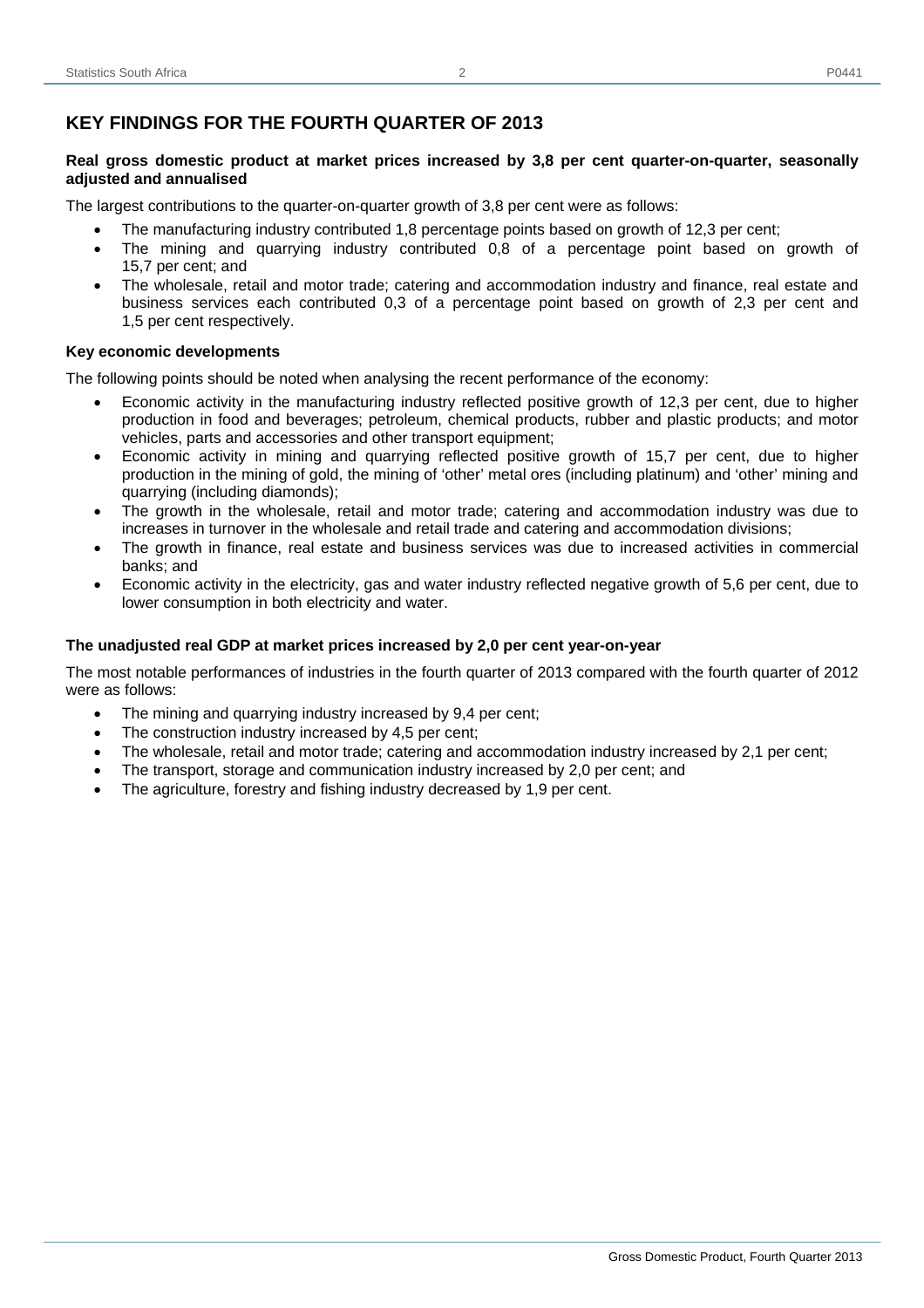## KEY FINDINGS FOR THE FOURTH QUARTER OF 2013

**Real gross domestic product at market prices increased by 3,8 per cent quarter-on-quarter, seasonally adjusted and annualised**

The largest contributions to the quarter-on-quarter growth of 3,8 per cent were as follows:

- The manufacturing industry contributed 1,8 percentage points based on growth of 12,3 per cent;
- The mining and quarrying industry contributed 0,8 of a percentage point based on growth of 15,7 per cent; and
- The wholesale, retail and motor trade; catering and accommodation industry and finance, real estate and business services each contributed 0,3 of a percentage point based on growth of 2,3 per cent and 1,5 per cent respectively.

**Key economic developments**

The following points should be noted when analysing the recent performance of the economy:

- Economic activity in the manufacturing industry reflected positive growth of 12,3 per cent, due to higher production in food and beverages; petroleum, chemical products, rubber and plastic products; and motor vehicles, parts and accessories and other transport equipment;
- Economic activity in mining and quarrying reflected positive growth of 15,7 per cent, due to higher production in the mining of gold, the mining of 'other' metal ores (including platinum) and 'other' mining and quarrying (including diamonds);
- The growth in the wholesale, retail and motor trade; catering and accommodation industry was due to increases in turnover in the wholesale and retail trade and catering and accommodation divisions;
- The growth in finance, real estate and business services was due to increased activities in commercial banks; and
- Economic activity in the electricity, gas and water industry reflected negative growth of 5,6 per cent, due to lower consumption in both electricity and water.

**The unadjusted real GDP at market prices increased by 2,0 per cent year-on-year**

The most notable performances of industries in the fourth quarter of 2013 compared with the fourth quarter of 2012 were as follows:

- The mining and quarrying industry increased by 9,4 per cent;
- The construction industry increased by 4,5 per cent;
- The wholesale, retail and motor trade; catering and accommodation industry increased by 2,1 per cent;
- The transport, storage and communication industry increased by 2,0 per cent; and
- The agriculture, forestry and fishing industry decreased by 1,9 per cent.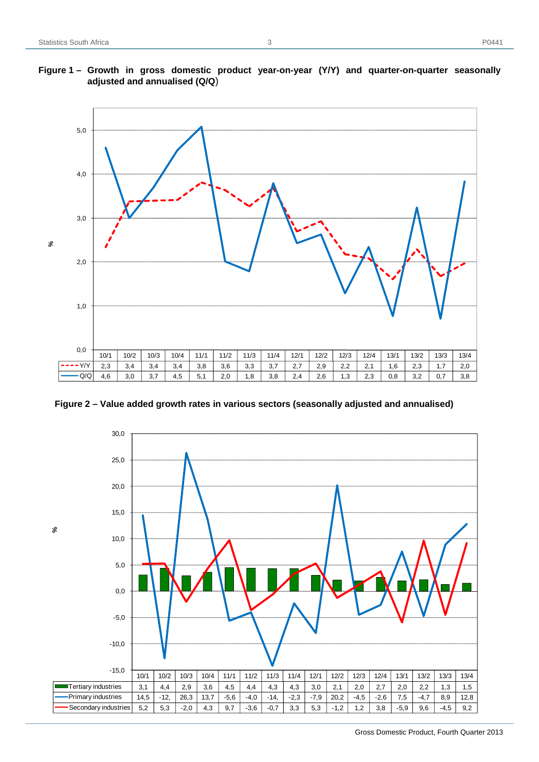**Figure 1 – Growth in gross domestic product year-on-year (Y/Y) and quarter-on-quarter seasonally adjusted and annualised (Q/Q)**

| | 10/1 | 10/2 | 10/3 | 10/4 | 11/1 | 11/2 | 11/3 | 11/4 | 12/1 | 12/2 | 12/3 | 12/4 | 13/1 | 13/2 | 13/3 | 13/4 |
|---|---|---|---|---|---|---|---|---|---|---|---|---|---|---|---|---|
| Y/Y | 2,3 | 3,4 | 3,4 | 3,4 | 3,8 | 3,6 | 3,3 | 3,7 | 2,7 | 2,9 | 2,2 | 2,1 | 1,6 | 2,3 | 1,7 | 2,0 |
| Q/Q | 4,6 | 3,0 | 3,7 | 4,5 | 5,1 | 2,0 | 1,8 | 3,8 | 2,4 | 2,6 | 1,3 | 2,3 | 0,8 | 3,2 | 0,7 | 3,8 |

**Figure 2 – Value added growth rates in various sectors (seasonally adjusted and annualised)**

| | 10/1 | 10/2 | 10/3 | 10/4 | 11/1 | 11/2 | 11/3 | 11/4 | 12/1 | 12/2 | 12/3 | 12/4 | 13/1 | 13/2 | 13/3 | 13/4 |
|---|---|---|---|---|---|---|---|---|---|---|---|---|---|---|---|---|
| Tertiary industries | 3,1 | 4,4 | 2,9 | 3,6 | 4,5 | 4,4 | 4,3 | 4,3 | 3,0 | 2,1 | 2,0 | 2,7 | 2,0 | 2,2 | 1,3 | 1,5 |
| Primary industries | 14,5 | -12, | 26,3 | 13,7 | -5,6 | -4,0 | -14, | -2,3 | -7,9 | 20,2 | -4,5 | -2,6 | 7,5 | -4,7 | 8,9 | 12,8 |
| Secondary industries | 5,2 | 5,3 | -2,0 | 4,3 | 9,7 | -3,6 | -0,7 | 3,3 | 5,3 | -1,2 | 1,2 | 3,8 | -5,9 | 9,6 | -4,5 | 9,2 |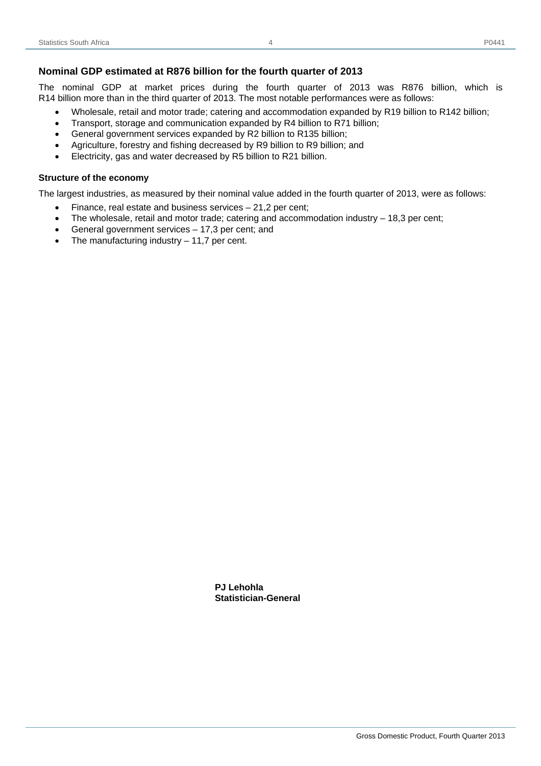## Nominal GDP estimated at R876 billion for the fourth quarter of 2013

The nominal GDP at market prices during the fourth quarter of 2013 was R876 billion, which is R14 billion more than in the third quarter of 2013. The most notable performances were as follows:

- Wholesale, retail and motor trade; catering and accommodation expanded by R19 billion to R142 billion;
- Transport, storage and communication expanded by R4 billion to R71 billion;
- General government services expanded by R2 billion to R135 billion;
- Agriculture, forestry and fishing decreased by R9 billion to R9 billion; and
- Electricity, gas and water decreased by R5 billion to R21 billion.

### Structure of the economy

The largest industries, as measured by their nominal value added in the fourth quarter of 2013, were as follows:

- Finance, real estate and business services – 21,2 per cent;
- The wholesale, retail and motor trade; catering and accommodation industry – 18,3 per cent;
- General government services – 17,3 per cent; and
- The manufacturing industry – 11,7 per cent.

**PJ Lehohla**
**Statistician-General**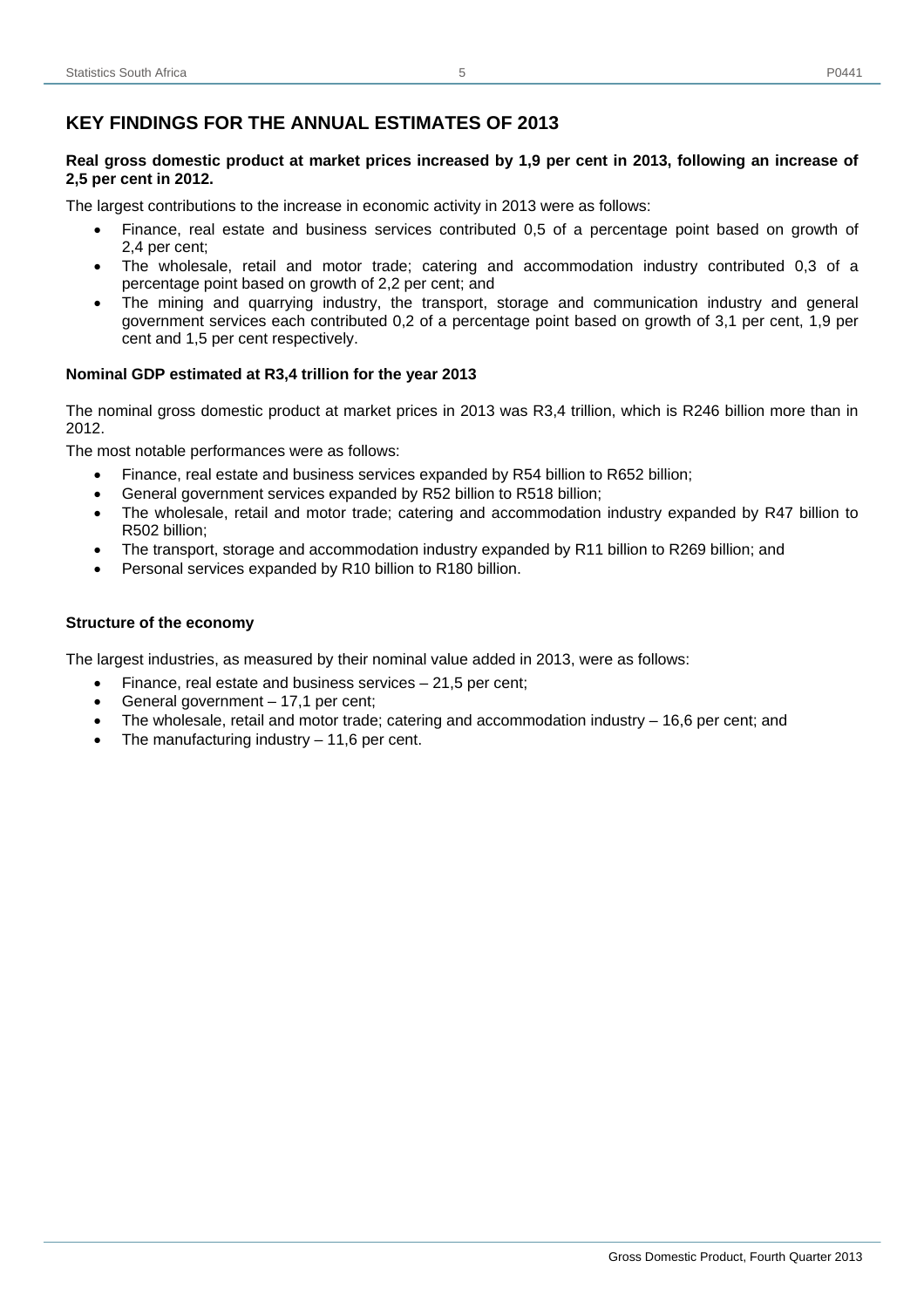## KEY FINDINGS FOR THE ANNUAL ESTIMATES OF 2013

**Real gross domestic product at market prices increased by 1,9 per cent in 2013, following an increase of 2,5 per cent in 2012.**

The largest contributions to the increase in economic activity in 2013 were as follows:

- Finance, real estate and business services contributed 0,5 of a percentage point based on growth of 2,4 per cent;
- The wholesale, retail and motor trade; catering and accommodation industry contributed 0,3 of a percentage point based on growth of 2,2 per cent; and
- The mining and quarrying industry, the transport, storage and communication industry and general government services each contributed 0,2 of a percentage point based on growth of 3,1 per cent, 1,9 per cent and 1,5 per cent respectively.

**Nominal GDP estimated at R3,4 trillion for the year 2013**

The nominal gross domestic product at market prices in 2013 was R3,4 trillion, which is R246 billion more than in 2012.

The most notable performances were as follows:

- Finance, real estate and business services expanded by R54 billion to R652 billion;
- General government services expanded by R52 billion to R518 billion;
- The wholesale, retail and motor trade; catering and accommodation industry expanded by R47 billion to R502 billion;
- The transport, storage and accommodation industry expanded by R11 billion to R269 billion; and
- Personal services expanded by R10 billion to R180 billion.

**Structure of the economy**

The largest industries, as measured by their nominal value added in 2013, were as follows:

- Finance, real estate and business services – 21,5 per cent;
- General government – 17,1 per cent;
- The wholesale, retail and motor trade; catering and accommodation industry – 16,6 per cent; and
- The manufacturing industry – 11,6 per cent.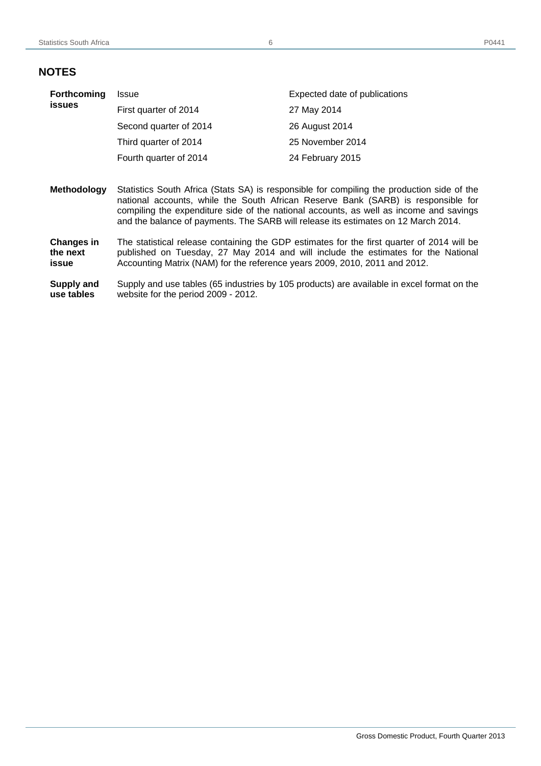## NOTES

**Forthcoming issues**

| Issue | Expected date of publications |
| --- | --- |
| First quarter of 2014 | 27 May 2014 |
| Second quarter of 2014 | 26 August 2014 |
| Third quarter of 2014 | 25 November 2014 |
| Fourth quarter of 2014 | 24 February 2015 |

**Methodology**

Statistics South Africa (Stats SA) is responsible for compiling the production side of the national accounts, while the South African Reserve Bank (SARB) is responsible for compiling the expenditure side of the national accounts, as well as income and savings and the balance of payments. The SARB will release its estimates on 12 March 2014.

**Changes in the next issue**

The statistical release containing the GDP estimates for the first quarter of 2014 will be published on Tuesday, 27 May 2014 and will include the estimates for the National Accounting Matrix (NAM) for the reference years 2009, 2010, 2011 and 2012.

**Supply and use tables**

Supply and use tables (65 industries by 105 products) are available in excel format on the website for the period 2009 - 2012.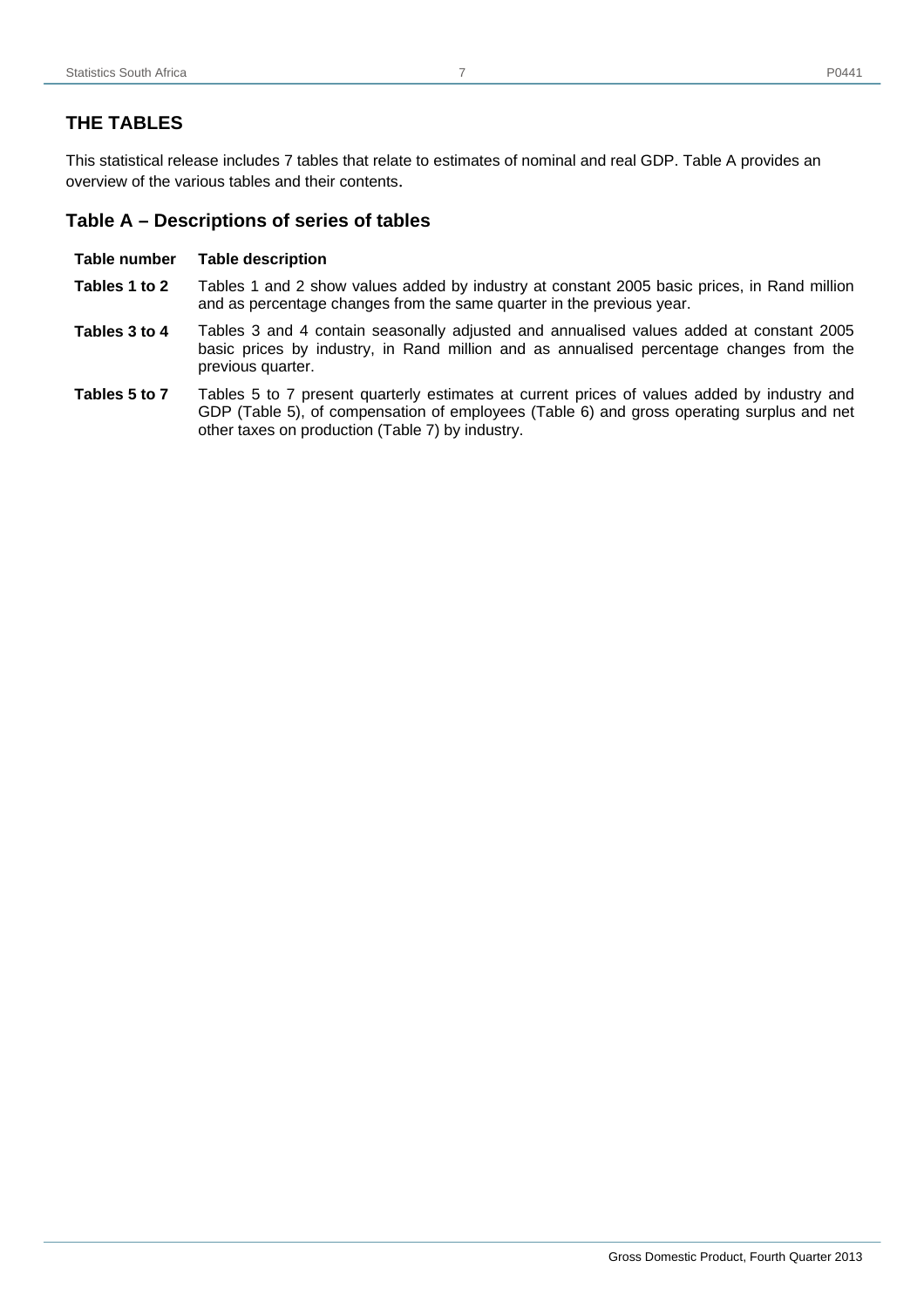## THE TABLES

This statistical release includes 7 tables that relate to estimates of nominal and real GDP. Table A provides an overview of the various tables and their contents.

### Table A – Descriptions of series of tables

| Table number | Table description |
|---|---|
| **Tables 1 to 2** | Tables 1 and 2 show values added by industry at constant 2005 basic prices, in Rand million and as percentage changes from the same quarter in the previous year. |
| **Tables 3 to 4** | Tables 3 and 4 contain seasonally adjusted and annualised values added at constant 2005 basic prices by industry, in Rand million and as annualised percentage changes from the previous quarter. |
| **Tables 5 to 7** | Tables 5 to 7 present quarterly estimates at current prices of values added by industry and GDP (Table 5), of compensation of employees (Table 6) and gross operating surplus and net other taxes on production (Table 7) by industry. |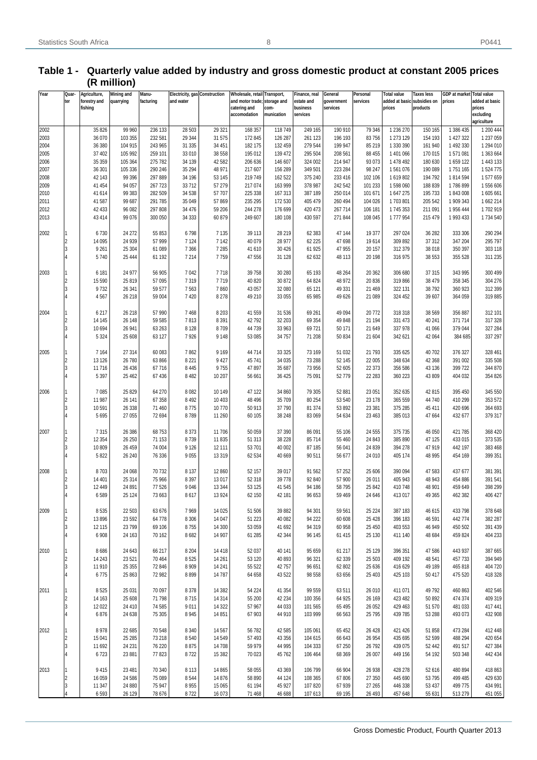## Table 1 - Quarterly value added by industry and gross domestic product at constant 2005 prices (R million)

| Year | Quarter | Agriculture, forestry and fishing | Mining and quarrying | Manu-facturing | Electricity, gas and water | Construction | Wholesale, retail and motor trade; catering and accomodation | Transport, storage and com-munication | Finance, real estate and business services | General government services | Personal services | Total value added at basic prices | Taxes less subsidies on products | GDP at market prices | Total value added at basic prices excluding agriculture |
|---|---|---|---|---|---|---|---|---|---|---|---|---|---|---|---|
| 2002 | | 35 826 | 99 960 | 236 133 | 28 503 | 29 321 | 168 357 | 118 749 | 249 165 | 190 910 | 79 346 | 1 236 270 | 150 165 | 1 386 435 | 1 200 444 |
| 2003 | | 36 070 | 103 355 | 232 581 | 29 344 | 31 575 | 172 845 | 126 287 | 261 123 | 196 193 | 83 756 | 1 273 129 | 154 193 | 1 427 322 | 1 237 059 |
| 2004 | | 36 380 | 104 915 | 243 965 | 31 335 | 34 451 | 182 175 | 132 459 | 279 544 | 199 947 | 85 219 | 1 330 390 | 161 940 | 1 492 330 | 1 294 010 |
| 2005 | | 37 402 | 105 992 | 259 101 | 33 010 | 38 558 | 195 012 | 139 472 | 295 504 | 208 561 | 88 455 | 1 401 066 | 170 015 | 1 571 081 | 1 363 664 |
| 2006 | | 35 359 | 105 364 | 275 782 | 34 139 | 42 582 | 206 636 | 146 607 | 324 002 | 214 947 | 93 073 | 1 478 492 | 180 630 | 1 659 122 | 1 443 133 |
| 2007 | | 36 301 | 105 336 | 290 246 | 35 294 | 48 971 | 217 607 | 156 289 | 349 501 | 223 284 | 98 247 | 1 561 076 | 190 089 | 1 751 165 | 1 524 775 |
| 2008 | | 42 143 | 99 396 | 297 889 | 34 196 | 53 145 | 219 749 | 162 522 | 375 240 | 233 416 | 102 106 | 1 619 802 | 194 792 | 1 814 594 | 1 577 659 |
| 2009 | | 41 454 | 94 057 | 267 723 | 33 712 | 57 279 | 217 074 | 163 999 | 378 987 | 242 542 | 101 233 | 1 598 060 | 188 839 | 1 786 899 | 1 556 606 |
| 2010 | | 41 614 | 99 383 | 282 509 | 34 538 | 57 707 | 225 338 | 167 313 | 387 189 | 250 014 | 101 671 | 1 647 275 | 195 733 | 1 843 008 | 1 605 661 |
| 2011 | | 41 587 | 99 687 | 291 785 | 35 049 | 57 869 | 235 295 | 172 530 | 405 479 | 260 494 | 104 026 | 1 703 801 | 205 542 | 1 909 343 | 1 662 214 |
| 2012 | | 42 433 | 96 082 | 297 808 | 34 476 | 59 206 | 244 278 | 176 699 | 420 473 | 267 714 | 106 181 | 1 745 353 | 211 091 | 1 956 444 | 1 702 919 |
| 2013 | | 43 414 | 99 076 | 300 050 | 34 333 | 60 879 | 249 607 | 180 108 | 430 597 | 271 844 | 108 045 | 1 777 954 | 215 479 | 1 993 433 | 1 734 540 |
| 2002 | 1 | 6 730 | 24 272 | 55 853 | 6 798 | 7 135 | 39 113 | 28 219 | 62 383 | 47 144 | 19 377 | 297 024 | 36 282 | 333 306 | 290 294 |
| | 2 | 14 095 | 24 939 | 57 999 | 7 124 | 7 142 | 40 079 | 28 977 | 62 225 | 47 698 | 19 614 | 309 892 | 37 312 | 347 204 | 295 797 |
| | 3 | 9 261 | 25 304 | 61 089 | 7 366 | 7 285 | 41 610 | 30 426 | 61 925 | 47 955 | 20 157 | 312 379 | 38 018 | 350 397 | 303 118 |
| | 4 | 5 740 | 25 444 | 61 192 | 7 214 | 7 759 | 47 556 | 31 128 | 62 632 | 48 113 | 20 198 | 316 975 | 38 553 | 355 528 | 311 235 |
| 2003 | 1 | 6 181 | 24 977 | 56 905 | 7 042 | 7 718 | 39 758 | 30 280 | 65 193 | 48 264 | 20 362 | 306 680 | 37 315 | 343 995 | 300 499 |
| | 2 | 15 590 | 25 819 | 57 095 | 7 319 | 7 719 | 40 820 | 30 872 | 64 824 | 48 972 | 20 836 | 319 866 | 38 479 | 358 345 | 304 276 |
| | 3 | 9 732 | 26 341 | 59 577 | 7 563 | 7 860 | 43 057 | 32 080 | 65 121 | 49 331 | 21 469 | 322 131 | 38 792 | 360 923 | 312 399 |
| | 4 | 4 567 | 26 218 | 59 004 | 7 420 | 8 278 | 49 210 | 33 055 | 65 985 | 49 626 | 21 089 | 324 452 | 39 607 | 364 059 | 319 885 |
| 2004 | 1 | 6 217 | 26 218 | 57 990 | 7 468 | 8 203 | 41 559 | 31 536 | 69 261 | 49 094 | 20 772 | 318 318 | 38 569 | 356 887 | 312 101 |
| | 2 | 14 145 | 26 148 | 59 585 | 7 813 | 8 391 | 42 792 | 32 203 | 69 354 | 49 848 | 21 194 | 331 473 | 40 241 | 371 714 | 317 328 |
| | 3 | 10 694 | 26 941 | 63 263 | 8 128 | 8 709 | 44 739 | 33 963 | 69 721 | 50 171 | 21 649 | 337 978 | 41 066 | 379 044 | 327 284 |
| | 4 | 5 324 | 25 608 | 63 127 | 7 926 | 9 148 | 53 085 | 34 757 | 71 208 | 50 834 | 21 604 | 342 621 | 42 064 | 384 685 | 337 297 |
| 2005 | 1 | 7 164 | 27 314 | 60 083 | 7 862 | 9 169 | 44 714 | 33 325 | 73 169 | 51 032 | 21 793 | 335 625 | 40 702 | 376 327 | 328 461 |
| | 2 | 13 126 | 26 780 | 63 866 | 8 221 | 9 427 | 45 741 | 34 035 | 73 288 | 52 145 | 22 005 | 348 634 | 42 368 | 391 002 | 335 508 |
| | 3 | 11 716 | 26 436 | 67 716 | 8 445 | 9 755 | 47 897 | 35 687 | 73 956 | 52 605 | 22 373 | 356 586 | 43 136 | 399 722 | 344 870 |
| | 4 | 5 397 | 25 462 | 67 436 | 8 482 | 10 207 | 56 661 | 36 425 | 75 091 | 52 779 | 22 283 | 360 223 | 43 809 | 404 032 | 354 826 |
| 2006 | 1 | 7 085 | 25 829 | 64 270 | 8 082 | 10 149 | 47 122 | 34 860 | 79 305 | 52 881 | 23 051 | 352 635 | 42 815 | 395 450 | 345 550 |
| | 2 | 11 987 | 26 141 | 67 358 | 8 492 | 10 403 | 48 496 | 35 709 | 80 254 | 53 540 | 23 178 | 365 559 | 44 740 | 410 299 | 353 572 |
| | 3 | 10 591 | 26 338 | 71 460 | 8 775 | 10 770 | 50 913 | 37 790 | 81 374 | 53 892 | 23 381 | 375 285 | 45 411 | 420 696 | 364 693 |
| | 4 | 5 695 | 27 055 | 72 694 | 8 789 | 11 260 | 60 105 | 38 248 | 83 069 | 54 634 | 23 463 | 385 013 | 47 664 | 432 677 | 379 317 |
| 2007 | 1 | 7 315 | 26 386 | 68 753 | 8 373 | 11 706 | 50 059 | 37 390 | 86 091 | 55 106 | 24 555 | 375 735 | 46 050 | 421 785 | 368 420 |
| | 2 | 12 354 | 26 250 | 71 153 | 8 739 | 11 835 | 51 313 | 38 228 | 85 714 | 55 460 | 24 843 | 385 890 | 47 125 | 433 015 | 373 535 |
| | 3 | 10 809 | 26 459 | 74 004 | 9 126 | 12 111 | 53 701 | 40 002 | 87 185 | 56 041 | 24 839 | 394 278 | 47 919 | 442 197 | 383 468 |
| | 4 | 5 822 | 26 240 | 76 336 | 9 055 | 13 319 | 62 534 | 40 669 | 90 511 | 56 677 | 24 010 | 405 174 | 48 995 | 454 169 | 399 351 |
| 2008 | 1 | 8 703 | 24 068 | 70 732 | 8 137 | 12 860 | 52 157 | 39 017 | 91 562 | 57 252 | 25 606 | 390 094 | 47 583 | 437 677 | 381 391 |
| | 2 | 14 401 | 25 314 | 75 966 | 8 397 | 13 017 | 52 318 | 39 778 | 92 840 | 57 900 | 26 011 | 405 943 | 48 943 | 454 886 | 391 541 |
| | 3 | 12 449 | 24 891 | 77 526 | 9 046 | 13 344 | 53 125 | 41 545 | 94 186 | 58 795 | 25 842 | 410 748 | 48 901 | 459 649 | 398 299 |
| | 4 | 6 589 | 25 124 | 73 663 | 8 617 | 13 924 | 62 150 | 42 181 | 96 653 | 59 469 | 24 646 | 413 017 | 49 365 | 462 382 | 406 427 |
| 2009 | 1 | 8 535 | 22 503 | 63 676 | 7 969 | 14 025 | 51 506 | 39 882 | 94 301 | 59 561 | 25 224 | 387 183 | 46 615 | 433 798 | 378 648 |
| | 2 | 13 896 | 23 592 | 64 778 | 8 306 | 14 047 | 51 223 | 40 082 | 94 222 | 60 608 | 25 428 | 396 183 | 46 591 | 442 774 | 382 287 |
| | 3 | 12 115 | 23 799 | 69 106 | 8 755 | 14 300 | 53 059 | 41 692 | 94 319 | 60 958 | 25 450 | 403 553 | 46 949 | 450 502 | 391 439 |
| | 4 | 6 908 | 24 163 | 70 162 | 8 682 | 14 907 | 61 285 | 42 344 | 96 145 | 61 415 | 25 130 | 411 140 | 48 684 | 459 824 | 404 233 |
| 2010 | 1 | 8 686 | 24 643 | 66 217 | 8 204 | 14 418 | 52 037 | 40 141 | 95 659 | 61 217 | 25 129 | 396 351 | 47 586 | 443 937 | 387 665 |
| | 2 | 14 243 | 23 521 | 70 464 | 8 525 | 14 261 | 53 120 | 40 893 | 96 321 | 62 339 | 25 503 | 409 192 | 48 541 | 457 733 | 394 949 |
| | 3 | 11 910 | 25 355 | 72 846 | 8 909 | 14 241 | 55 522 | 42 757 | 96 651 | 62 802 | 25 636 | 416 629 | 49 189 | 465 818 | 404 720 |
| | 4 | 6 775 | 25 863 | 72 982 | 8 899 | 14 787 | 64 658 | 43 522 | 98 558 | 63 656 | 25 403 | 425 103 | 50 417 | 475 520 | 418 328 |
| 2011 | 1 | 8 525 | 25 031 | 70 097 | 8 378 | 14 382 | 54 224 | 41 354 | 99 559 | 63 511 | 26 010 | 411 071 | 49 792 | 460 863 | 402 546 |
| | 2 | 14 163 | 25 608 | 71 798 | 8 715 | 14 314 | 55 200 | 42 234 | 100 356 | 64 925 | 26 169 | 423 482 | 50 892 | 474 374 | 409 319 |
| | 3 | 12 022 | 24 410 | 74 585 | 9 011 | 14 322 | 57 967 | 44 033 | 101 565 | 65 495 | 26 052 | 429 463 | 51 570 | 481 033 | 417 441 |
| | 4 | 6 876 | 24 638 | 75 305 | 8 945 | 14 851 | 67 903 | 44 910 | 103 999 | 66 563 | 25 795 | 439 785 | 53 288 | 493 073 | 432 908 |
| 2012 | 1 | 8 978 | 22 685 | 70 548 | 8 340 | 14 567 | 56 782 | 42 585 | 105 061 | 65 452 | 26 428 | 421 426 | 51 858 | 473 284 | 412 448 |
| | 2 | 15 041 | 25 285 | 73 218 | 8 540 | 14 549 | 57 493 | 43 356 | 104 615 | 66 643 | 26 954 | 435 695 | 52 599 | 488 294 | 420 654 |
| | 3 | 11 692 | 24 231 | 76 220 | 8 875 | 14 708 | 59 979 | 44 995 | 104 333 | 67 250 | 26 792 | 439 075 | 52 442 | 491 517 | 427 384 |
| | 4 | 6 723 | 23 881 | 77 823 | 8 722 | 15 382 | 70 023 | 45 762 | 106 464 | 68 369 | 26 007 | 449 156 | 54 192 | 503 348 | 442 434 |
| 2013 | 1 | 9 415 | 23 481 | 70 340 | 8 113 | 14 865 | 58 055 | 43 369 | 106 799 | 66 904 | 26 938 | 428 278 | 52 616 | 480 894 | 418 863 |
| | 2 | 16 059 | 24 586 | 75 089 | 8 544 | 14 876 | 58 890 | 44 124 | 108 365 | 67 806 | 27 350 | 445 690 | 53 795 | 499 485 | 429 630 |
| | 3 | 11 347 | 24 880 | 75 947 | 8 955 | 15 065 | 61 194 | 45 927 | 107 820 | 67 939 | 27 265 | 446 338 | 53 437 | 499 775 | 434 991 |
| | 4 | 6 593 | 26 129 | 78 676 | 8 722 | 16 073 | 71 468 | 46 688 | 107 613 | 69 195 | 26 493 | 457 648 | 55 631 | 513 279 | 451 055 |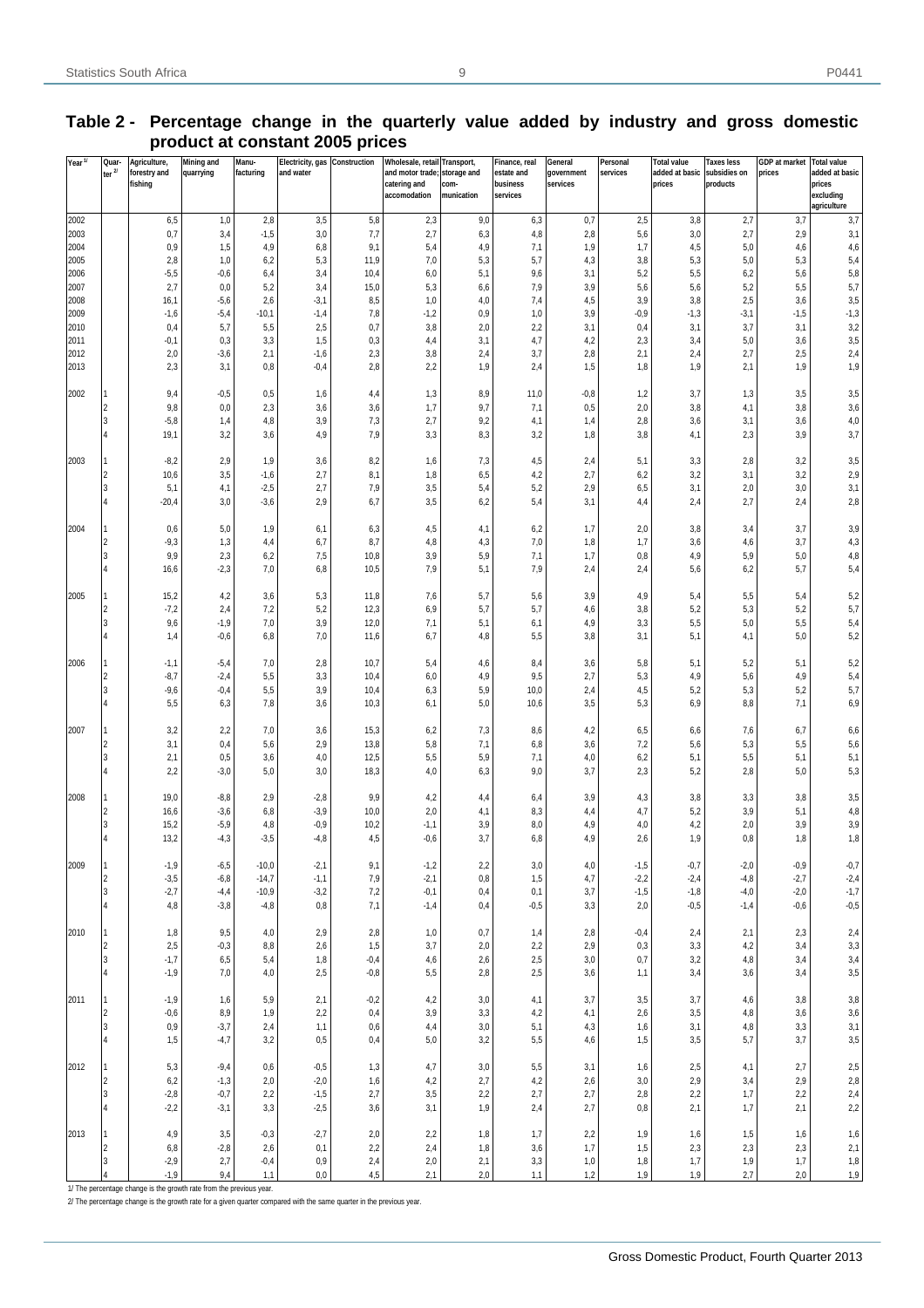## Table 2 - Percentage change in the quarterly value added by industry and gross domestic product at constant 2005 prices

| Year [1] | Quarter [2] | Agriculture, forestry and fishing | Mining and quarrying | Manufacturing | Electricity, gas and water | Construction | Wholesale, retail and motor trade; catering and accomodation | Transport, storage and communication | Finance, real estate and business services | General government services | Personal services | Total value added at basic prices | Taxes less subsidies on products | GDP at market prices | Total value added at basic prices excluding agriculture |
|---|---|---|---|---|---|---|---|---|---|---|---|---|---|---|---|
| 2002 | | 6,5 | 1,0 | 2,8 | 3,5 | 5,8 | 2,3 | 9,0 | 6,3 | 0,7 | 2,5 | 3,8 | 2,7 | 3,7 | 3,7 |
| 2003 | | 0,7 | 3,4 | -1,5 | 3,0 | 7,7 | 2,7 | 6,3 | 4,8 | 2,8 | 5,6 | 3,0 | 2,7 | 2,9 | 3,1 |
| 2004 | | 0,9 | 1,5 | 4,9 | 6,8 | 9,1 | 5,4 | 4,9 | 7,1 | 1,9 | 1,7 | 4,5 | 5,0 | 4,6 | 4,6 |
| 2005 | | 2,8 | 1,0 | 6,2 | 5,3 | 11,9 | 7,0 | 5,3 | 5,7 | 4,3 | 3,8 | 5,3 | 5,0 | 5,3 | 5,4 |
| 2006 | | -5,5 | -0,6 | 6,4 | 3,4 | 10,4 | 6,0 | 5,1 | 9,6 | 3,1 | 5,2 | 5,5 | 6,2 | 5,6 | 5,8 |
| 2007 | | 2,7 | 0,0 | 5,2 | 3,4 | 15,0 | 5,3 | 6,6 | 7,9 | 3,9 | 5,6 | 5,6 | 5,2 | 5,5 | 5,7 |
| 2008 | | 16,1 | -5,6 | 2,6 | -3,1 | 8,5 | 1,0 | 4,0 | 7,4 | 4,5 | 3,9 | 3,8 | 2,5 | 3,6 | 3,5 |
| 2009 | | -1,6 | -5,4 | -10,1 | -1,4 | 7,8 | -1,2 | 0,9 | 1,0 | 3,9 | -0,9 | -1,3 | -3,1 | -1,5 | -1,3 |
| 2010 | | 0,4 | 5,7 | 5,5 | 2,5 | 0,7 | 3,8 | 2,0 | 2,2 | 3,1 | 0,4 | 3,1 | 3,7 | 3,1 | 3,2 |
| 2011 | | -0,1 | 0,3 | 3,3 | 1,5 | 0,3 | 4,4 | 3,1 | 4,7 | 4,2 | 2,3 | 3,4 | 5,0 | 3,6 | 3,5 |
| 2012 | | 2,0 | -3,6 | 2,1 | -1,6 | 2,3 | 3,8 | 2,4 | 3,7 | 2,8 | 2,1 | 2,4 | 2,7 | 2,5 | 2,4 |
| 2013 | | 2,3 | 3,1 | 0,8 | -0,4 | 2,8 | 2,2 | 1,9 | 2,4 | 1,5 | 1,8 | 1,9 | 2,1 | 1,9 | 1,9 |
| 2002 | 1 | 9,4 | -0,5 | 0,5 | 1,6 | 4,4 | 1,3 | 8,9 | 11,0 | -0,8 | 1,2 | 3,7 | 1,3 | 3,5 | 3,5 |
| | 2 | 9,8 | 0,0 | 2,3 | 3,6 | 3,6 | 1,7 | 9,7 | 7,1 | 0,5 | 2,0 | 3,8 | 4,1 | 3,8 | 3,6 |
| | 3 | -5,8 | 1,4 | 4,8 | 3,9 | 7,3 | 2,7 | 9,2 | 4,1 | 1,4 | 2,8 | 3,6 | 3,1 | 3,6 | 4,0 |
| | 4 | 19,1 | 3,2 | 3,6 | 4,9 | 7,9 | 3,3 | 8,3 | 3,2 | 1,8 | 3,8 | 4,1 | 2,3 | 3,9 | 3,7 |
| 2003 | 1 | -8,2 | 2,9 | 1,9 | 3,6 | 8,2 | 1,6 | 7,3 | 4,5 | 2,4 | 5,1 | 3,3 | 2,8 | 3,2 | 3,5 |
| | 2 | 10,6 | 3,5 | -1,6 | 2,7 | 8,1 | 1,8 | 6,5 | 4,2 | 2,7 | 6,2 | 3,2 | 3,1 | 3,2 | 2,9 |
| | 3 | 5,1 | 4,1 | -2,5 | 2,7 | 7,9 | 3,5 | 5,4 | 5,2 | 2,9 | 6,5 | 3,1 | 2,0 | 3,0 | 3,1 |
| | 4 | -20,4 | 3,0 | -3,6 | 2,9 | 6,7 | 3,5 | 6,2 | 5,4 | 3,1 | 4,4 | 2,4 | 2,7 | 2,4 | 2,8 |
| 2004 | 1 | 0,6 | 5,0 | 1,9 | 6,1 | 6,3 | 4,5 | 4,1 | 6,2 | 1,7 | 2,0 | 3,8 | 3,4 | 3,7 | 3,9 |
| | 2 | -9,3 | 1,3 | 4,4 | 6,7 | 8,7 | 4,8 | 4,3 | 7,0 | 1,8 | 1,7 | 3,6 | 4,6 | 3,7 | 4,3 |
| | 3 | 9,9 | 2,3 | 6,2 | 7,5 | 10,8 | 3,9 | 5,9 | 7,1 | 1,7 | 0,8 | 4,9 | 5,9 | 5,0 | 4,8 |
| | 4 | 16,6 | -2,3 | 7,0 | 6,8 | 10,5 | 7,9 | 5,1 | 7,9 | 2,4 | 2,4 | 5,6 | 6,2 | 5,7 | 5,4 |
| 2005 | 1 | 15,2 | 4,2 | 3,6 | 5,3 | 11,8 | 7,6 | 5,7 | 5,6 | 3,9 | 4,9 | 5,4 | 5,5 | 5,4 | 5,2 |
| | 2 | -7,2 | 2,4 | 7,2 | 5,2 | 12,3 | 6,9 | 5,7 | 5,7 | 4,6 | 3,8 | 5,2 | 5,3 | 5,2 | 5,7 |
| | 3 | 9,6 | -1,9 | 7,0 | 3,9 | 12,0 | 7,1 | 5,1 | 6,1 | 4,9 | 3,3 | 5,5 | 5,0 | 5,5 | 5,4 |
| | 4 | 1,4 | -0,6 | 6,8 | 7,0 | 11,6 | 6,7 | 4,8 | 5,5 | 3,8 | 3,1 | 5,1 | 4,1 | 5,0 | 5,2 |
| 2006 | 1 | -1,1 | -5,4 | 7,0 | 2,8 | 10,7 | 5,4 | 4,6 | 8,4 | 3,6 | 5,8 | 5,1 | 5,2 | 5,1 | 5,2 |
| | 2 | -8,7 | -2,4 | 5,5 | 3,3 | 10,4 | 6,0 | 4,9 | 9,5 | 2,7 | 5,3 | 4,9 | 5,6 | 4,9 | 5,4 |
| | 3 | -9,6 | -0,4 | 5,5 | 3,9 | 10,4 | 6,3 | 5,9 | 10,0 | 2,4 | 4,5 | 5,2 | 5,3 | 5,2 | 5,7 |
| | 4 | 5,5 | 6,3 | 7,8 | 3,6 | 10,3 | 6,1 | 5,0 | 10,6 | 3,5 | 5,3 | 6,9 | 8,8 | 7,1 | 6,9 |
| 2007 | 1 | 3,2 | 2,2 | 7,0 | 3,6 | 15,3 | 6,2 | 7,3 | 8,6 | 4,2 | 6,5 | 6,6 | 7,6 | 6,7 | 6,6 |
| | 2 | 3,1 | 0,4 | 5,6 | 2,9 | 13,8 | 5,8 | 7,1 | 6,8 | 3,6 | 7,2 | 5,6 | 5,3 | 5,5 | 5,6 |
| | 3 | 2,1 | 0,5 | 3,6 | 4,0 | 12,5 | 5,5 | 5,9 | 7,1 | 4,0 | 6,2 | 5,1 | 5,5 | 5,1 | 5,1 |
| | 4 | 2,2 | -3,0 | 5,0 | 3,0 | 18,3 | 4,0 | 6,3 | 9,0 | 3,7 | 2,3 | 5,2 | 2,8 | 5,0 | 5,3 |
| 2008 | 1 | 19,0 | -8,8 | 2,9 | -2,8 | 9,9 | 4,2 | 4,4 | 6,4 | 3,9 | 4,3 | 3,8 | 3,3 | 3,8 | 3,5 |
| | 2 | 16,6 | -3,6 | 6,8 | -3,9 | 10,0 | 2,0 | 4,1 | 8,3 | 4,4 | 4,7 | 5,2 | 3,9 | 5,1 | 4,8 |
| | 3 | 15,2 | -5,9 | 4,8 | -0,9 | 10,2 | -1,1 | 3,9 | 8,0 | 4,9 | 4,0 | 4,2 | 2,0 | 3,9 | 3,9 |
| | 4 | 13,2 | -4,3 | -3,5 | -4,8 | 4,5 | -0,6 | 3,7 | 6,8 | 4,9 | 2,6 | 1,9 | 0,8 | 1,8 | 1,8 |
| 2009 | 1 | -1,9 | -6,5 | -10,0 | -2,1 | 9,1 | -1,2 | 2,2 | 3,0 | 4,0 | -1,5 | -0,7 | -2,0 | -0,9 | -0,7 |
| | 2 | -3,5 | -6,8 | -14,7 | -1,1 | 7,9 | -2,1 | 0,8 | 1,5 | 4,7 | -2,2 | -2,4 | -4,8 | -2,7 | -2,4 |
| | 3 | -2,7 | -4,4 | -10,9 | -3,2 | 7,2 | -0,1 | 0,4 | 0,1 | 3,7 | -1,5 | -1,8 | -4,0 | -2,0 | -1,7 |
| | 4 | 4,8 | -3,8 | -4,8 | 0,8 | 7,1 | -1,4 | 0,4 | -0,5 | 3,3 | 2,0 | -0,5 | -1,4 | -0,6 | -0,5 |
| 2010 | 1 | 1,8 | 9,5 | 4,0 | 2,9 | 2,8 | 1,0 | 0,7 | 1,4 | 2,8 | -0,4 | 2,4 | 2,1 | 2,3 | 2,4 |
| | 2 | 2,5 | -0,3 | 8,8 | 2,6 | 1,5 | 3,7 | 2,0 | 2,2 | 2,9 | 0,3 | 3,3 | 4,2 | 3,4 | 3,3 |
| | 3 | -1,7 | 6,5 | 5,4 | 1,8 | -0,4 | 4,6 | 2,6 | 2,5 | 3,0 | 0,7 | 3,2 | 4,8 | 3,4 | 3,4 |
| | 4 | -1,9 | 7,0 | 4,0 | 2,5 | -0,8 | 5,5 | 2,8 | 2,5 | 3,6 | 1,1 | 3,4 | 3,6 | 3,4 | 3,5 |
| 2011 | 1 | -1,9 | 1,6 | 5,9 | 2,1 | -0,2 | 4,2 | 3,0 | 4,1 | 3,7 | 3,5 | 3,7 | 4,6 | 3,8 | 3,8 |
| | 2 | -0,6 | 8,9 | 1,9 | 2,2 | 0,4 | 3,9 | 3,3 | 4,2 | 4,1 | 2,6 | 3,5 | 4,8 | 3,6 | 3,6 |
| | 3 | 0,9 | -3,7 | 2,4 | 1,1 | 0,6 | 4,4 | 3,0 | 5,1 | 4,3 | 1,6 | 3,1 | 4,8 | 3,3 | 3,1 |
| | 4 | 1,5 | -4,7 | 3,2 | 0,5 | 0,4 | 5,0 | 3,2 | 5,5 | 4,6 | 1,5 | 3,5 | 5,7 | 3,7 | 3,5 |
| 2012 | 1 | 5,3 | -9,4 | 0,6 | -0,5 | 1,3 | 4,7 | 3,0 | 5,5 | 3,1 | 1,6 | 2,5 | 4,1 | 2,7 | 2,5 |
| | 2 | 6,2 | -1,3 | 2,0 | -2,0 | 1,6 | 4,2 | 2,7 | 4,2 | 2,6 | 3,0 | 2,9 | 3,4 | 2,9 | 2,8 |
| | 3 | -2,8 | -0,7 | 2,2 | -1,5 | 2,7 | 3,5 | 2,2 | 2,7 | 2,7 | 2,8 | 2,2 | 1,7 | 2,2 | 2,4 |
| | 4 | -2,2 | -3,1 | 3,3 | -2,5 | 3,6 | 3,1 | 1,9 | 2,4 | 2,7 | 0,8 | 2,1 | 1,7 | 2,1 | 2,2 |
| 2013 | 1 | 4,9 | 3,5 | -0,3 | -2,7 | 2,0 | 2,2 | 1,8 | 1,7 | 2,2 | 1,9 | 1,6 | 1,5 | 1,6 | 1,6 |
| | 2 | 6,8 | -2,8 | 2,6 | 0,1 | 2,2 | 2,4 | 1,8 | 3,6 | 1,7 | 1,5 | 2,3 | 2,3 | 2,3 | 2,1 |
| | 3 | -2,9 | 2,7 | -0,4 | 0,9 | 2,4 | 2,0 | 2,1 | 3,3 | 1,0 | 1,8 | 1,7 | 1,9 | 1,7 | 1,8 |
| | 4 | -1,9 | 9,4 | 1,1 | 0,0 | 4,5 | 2,1 | 2,0 | 1,1 | 1,2 | 1,9 | 1,9 | 2,7 | 2,0 | 1,9 |

1/ The percentage change is the growth rate from the previous year.

2/ The percentage change is the growth rate for a given quarter compared with the same quarter in the previous year.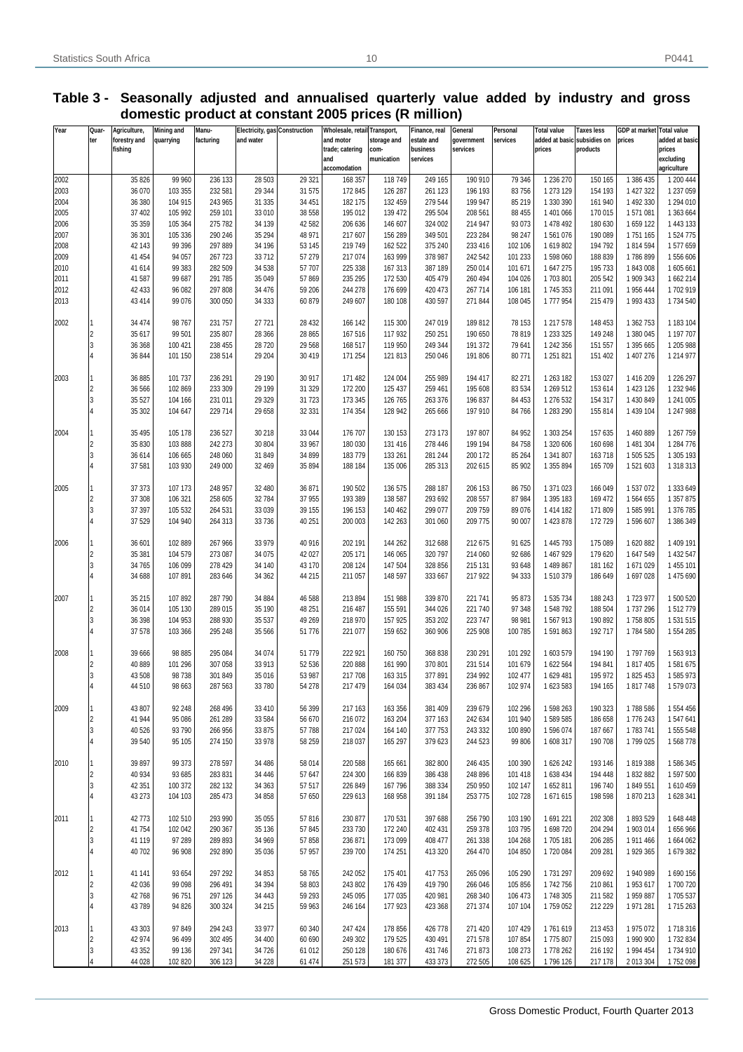## Table 3 - Seasonally adjusted and annualised quarterly value added by industry and gross domestic product at constant 2005 prices (R million)

| Year | Quarter | Agriculture, forestry and fishing | Mining and quarrying | Manufacturing | Electricity, gas and water | Construction | Wholesale, retail and motor trade; catering and accomodation | Transport, storage and communication | Finance, real estate and business services | General government services | Personal services | Total value added at basic prices | Taxes less subsidies on products | GDP at market prices | Total value added at basic prices excluding agriculture |
|---|---|---|---|---|---|---|---|---|---|---|---|---|---|---|---|
| 2002 | | 35 826 | 99 960 | 236 133 | 28 503 | 29 321 | 168 357 | 118 749 | 249 165 | 190 910 | 79 346 | 1 236 270 | 150 165 | 1 386 435 | 1 200 444 |
| 2003 | | 36 070 | 103 355 | 232 581 | 29 344 | 31 575 | 172 845 | 126 287 | 261 123 | 196 193 | 83 756 | 1 273 129 | 154 193 | 1 427 322 | 1 237 059 |
| 2004 | | 36 380 | 104 915 | 243 965 | 31 335 | 34 451 | 182 175 | 132 459 | 279 544 | 199 947 | 85 219 | 1 330 390 | 161 940 | 1 492 330 | 1 294 010 |
| 2005 | | 37 402 | 105 992 | 259 101 | 33 010 | 38 558 | 195 012 | 139 472 | 295 504 | 208 561 | 88 455 | 1 401 066 | 170 015 | 1 571 081 | 1 363 664 |
| 2006 | | 35 359 | 105 364 | 275 782 | 34 139 | 42 582 | 206 636 | 146 607 | 324 002 | 214 947 | 93 073 | 1 478 492 | 180 630 | 1 659 122 | 1 443 133 |
| 2007 | | 36 301 | 105 336 | 290 246 | 35 294 | 48 971 | 217 607 | 156 289 | 349 501 | 223 284 | 98 247 | 1 561 076 | 190 089 | 1 751 165 | 1 524 775 |
| 2008 | | 42 143 | 99 396 | 297 889 | 34 196 | 53 145 | 219 749 | 162 522 | 375 240 | 233 416 | 102 106 | 1 619 802 | 194 792 | 1 814 594 | 1 577 659 |
| 2009 | | 41 454 | 94 057 | 267 723 | 33 712 | 57 279 | 217 074 | 163 999 | 378 987 | 242 542 | 101 233 | 1 598 060 | 188 839 | 1 786 899 | 1 556 606 |
| 2010 | | 41 614 | 99 383 | 282 509 | 34 538 | 57 707 | 225 338 | 167 313 | 387 189 | 250 014 | 101 671 | 1 647 275 | 195 733 | 1 843 008 | 1 605 661 |
| 2011 | | 41 587 | 99 687 | 291 785 | 35 049 | 57 869 | 235 295 | 172 530 | 405 479 | 260 494 | 104 026 | 1 703 801 | 205 542 | 1 909 343 | 1 662 214 |
| 2012 | | 42 433 | 96 082 | 297 808 | 34 476 | 59 206 | 244 278 | 176 699 | 420 473 | 267 714 | 106 181 | 1 745 353 | 211 091 | 1 956 444 | 1 702 919 |
| 2013 | | 43 414 | 99 076 | 300 050 | 34 333 | 60 879 | 249 607 | 180 108 | 430 597 | 271 844 | 108 045 | 1 777 954 | 215 479 | 1 993 433 | 1 734 540 |
| 2002 | 1 | 34 474 | 98 767 | 231 757 | 27 721 | 28 432 | 166 142 | 115 300 | 247 019 | 189 812 | 78 153 | 1 217 578 | 148 453 | 1 362 753 | 1 183 104 |
| | 2 | 35 617 | 99 501 | 235 807 | 28 366 | 28 865 | 167 516 | 117 932 | 250 251 | 190 650 | 78 819 | 1 233 325 | 149 248 | 1 380 045 | 1 197 707 |
| | 3 | 36 368 | 100 421 | 238 455 | 28 720 | 29 568 | 168 517 | 119 950 | 249 344 | 191 372 | 79 641 | 1 242 356 | 151 557 | 1 395 665 | 1 205 988 |
| | 4 | 36 844 | 101 150 | 238 514 | 29 204 | 30 419 | 171 254 | 121 813 | 250 046 | 191 806 | 80 771 | 1 251 821 | 151 402 | 1 407 276 | 1 214 977 |
| 2003 | 1 | 36 885 | 101 737 | 236 291 | 29 190 | 30 917 | 171 482 | 124 004 | 255 989 | 194 417 | 82 271 | 1 263 182 | 153 027 | 1 416 209 | 1 226 297 |
| | 2 | 36 566 | 102 869 | 233 309 | 29 199 | 31 329 | 172 200 | 125 437 | 259 461 | 195 608 | 83 534 | 1 269 512 | 153 614 | 1 423 126 | 1 232 946 |
| | 3 | 35 527 | 104 166 | 231 011 | 29 329 | 31 723 | 173 345 | 126 765 | 263 376 | 196 837 | 84 453 | 1 276 532 | 154 317 | 1 430 849 | 1 241 005 |
| | 4 | 35 302 | 104 647 | 229 714 | 29 658 | 32 331 | 174 354 | 128 942 | 265 666 | 197 910 | 84 766 | 1 283 290 | 155 814 | 1 439 104 | 1 247 988 |
| 2004 | 1 | 35 495 | 105 178 | 236 527 | 30 218 | 33 044 | 176 707 | 130 153 | 273 173 | 197 807 | 84 952 | 1 303 254 | 157 635 | 1 460 889 | 1 267 759 |
| | 2 | 35 830 | 103 888 | 242 273 | 30 804 | 33 967 | 180 030 | 131 416 | 278 446 | 199 194 | 84 758 | 1 320 606 | 160 698 | 1 481 304 | 1 284 776 |
| | 3 | 36 614 | 106 665 | 248 060 | 31 849 | 34 899 | 183 779 | 133 261 | 281 244 | 200 172 | 85 264 | 1 341 807 | 163 718 | 1 505 525 | 1 305 193 |
| | 4 | 37 581 | 103 930 | 249 000 | 32 469 | 35 894 | 188 184 | 135 006 | 285 313 | 202 615 | 85 902 | 1 355 894 | 165 709 | 1 521 603 | 1 318 313 |
| 2005 | 1 | 37 373 | 107 173 | 248 957 | 32 480 | 36 871 | 190 502 | 136 575 | 288 187 | 206 153 | 86 750 | 1 371 023 | 166 049 | 1 537 072 | 1 333 649 |
| | 2 | 37 308 | 106 321 | 258 605 | 32 784 | 37 955 | 193 389 | 138 587 | 293 692 | 208 557 | 87 984 | 1 395 183 | 169 472 | 1 564 655 | 1 357 875 |
| | 3 | 37 397 | 105 532 | 264 531 | 33 039 | 39 155 | 196 153 | 140 462 | 299 077 | 209 759 | 89 076 | 1 414 182 | 171 809 | 1 585 991 | 1 376 785 |
| | 4 | 37 529 | 104 940 | 264 313 | 33 736 | 40 251 | 200 003 | 142 263 | 301 060 | 209 775 | 90 007 | 1 423 878 | 172 729 | 1 596 607 | 1 386 349 |
| 2006 | 1 | 36 601 | 102 889 | 267 966 | 33 979 | 40 916 | 202 191 | 144 262 | 312 688 | 212 675 | 91 625 | 1 445 793 | 175 089 | 1 620 882 | 1 409 191 |
| | 2 | 35 381 | 104 579 | 273 087 | 34 075 | 42 027 | 205 171 | 146 065 | 320 797 | 214 060 | 92 686 | 1 467 929 | 179 620 | 1 647 549 | 1 432 547 |
| | 3 | 34 765 | 106 099 | 278 429 | 34 140 | 43 170 | 208 124 | 147 504 | 328 856 | 215 131 | 93 648 | 1 489 867 | 181 162 | 1 671 029 | 1 455 101 |
| | 4 | 34 688 | 107 891 | 283 646 | 34 362 | 44 215 | 211 057 | 148 597 | 333 667 | 217 922 | 94 333 | 1 510 379 | 186 649 | 1 697 028 | 1 475 690 |
| 2007 | 1 | 35 215 | 107 892 | 287 790 | 34 884 | 46 588 | 213 894 | 151 988 | 339 870 | 221 741 | 95 873 | 1 535 734 | 188 243 | 1 723 977 | 1 500 520 |
| | 2 | 36 014 | 105 130 | 289 015 | 35 190 | 48 251 | 216 487 | 155 591 | 344 026 | 221 740 | 97 348 | 1 548 792 | 188 504 | 1 737 296 | 1 512 779 |
| | 3 | 36 398 | 104 953 | 288 930 | 35 537 | 49 269 | 218 970 | 157 925 | 353 202 | 223 747 | 98 981 | 1 567 913 | 190 892 | 1 758 805 | 1 531 515 |
| | 4 | 37 578 | 103 366 | 295 248 | 35 566 | 51 776 | 221 077 | 159 652 | 360 906 | 225 908 | 100 785 | 1 591 863 | 192 717 | 1 784 580 | 1 554 285 |
| 2008 | 1 | 39 666 | 98 885 | 295 084 | 34 074 | 51 779 | 222 921 | 160 750 | 368 838 | 230 291 | 101 292 | 1 603 579 | 194 190 | 1 797 769 | 1 563 913 |
| | 2 | 40 889 | 101 296 | 307 058 | 33 913 | 52 536 | 220 888 | 161 990 | 370 801 | 231 514 | 101 679 | 1 622 564 | 194 841 | 1 817 405 | 1 581 675 |
| | 3 | 43 508 | 98 738 | 301 849 | 35 016 | 53 987 | 217 708 | 163 315 | 377 891 | 234 992 | 102 477 | 1 629 481 | 195 972 | 1 825 453 | 1 585 973 |
| | 4 | 44 510 | 98 663 | 287 563 | 33 780 | 54 278 | 217 479 | 164 034 | 383 434 | 236 867 | 102 974 | 1 623 583 | 194 165 | 1 817 748 | 1 579 073 |
| 2009 | 1 | 43 807 | 92 248 | 268 496 | 33 410 | 56 399 | 217 163 | 163 356 | 381 409 | 239 679 | 102 296 | 1 598 263 | 190 323 | 1 788 586 | 1 554 456 |
| | 2 | 41 944 | 95 086 | 261 289 | 33 584 | 56 670 | 216 072 | 163 204 | 377 163 | 242 634 | 101 940 | 1 589 585 | 186 658 | 1 776 243 | 1 547 641 |
| | 3 | 40 526 | 93 790 | 266 956 | 33 875 | 57 788 | 217 024 | 164 140 | 377 753 | 243 332 | 100 890 | 1 596 074 | 187 667 | 1 783 741 | 1 555 548 |
| | 4 | 39 540 | 95 105 | 274 150 | 33 978 | 58 259 | 218 037 | 165 297 | 379 623 | 244 523 | 99 806 | 1 608 317 | 190 708 | 1 799 025 | 1 568 778 |
| 2010 | 1 | 39 897 | 99 373 | 278 597 | 34 486 | 58 014 | 220 588 | 165 661 | 382 800 | 246 435 | 100 390 | 1 626 242 | 193 146 | 1 819 388 | 1 586 345 |
| | 2 | 40 934 | 93 685 | 283 831 | 34 446 | 57 647 | 224 300 | 166 839 | 386 438 | 248 896 | 101 418 | 1 638 434 | 194 448 | 1 832 882 | 1 597 500 |
| | 3 | 42 351 | 100 372 | 282 132 | 34 363 | 57 517 | 226 849 | 167 796 | 388 334 | 250 950 | 102 147 | 1 652 811 | 196 740 | 1 849 551 | 1 610 459 |
| | 4 | 43 273 | 104 103 | 285 473 | 34 858 | 57 650 | 229 613 | 168 958 | 391 184 | 253 775 | 102 728 | 1 671 615 | 198 598 | 1 870 213 | 1 628 341 |
| 2011 | 1 | 42 773 | 102 510 | 293 990 | 35 055 | 57 816 | 230 877 | 170 531 | 397 688 | 256 790 | 103 190 | 1 691 221 | 202 308 | 1 893 529 | 1 648 448 |
| | 2 | 41 754 | 102 042 | 290 367 | 35 136 | 57 845 | 233 730 | 172 240 | 402 431 | 259 378 | 103 795 | 1 698 720 | 204 294 | 1 903 014 | 1 656 966 |
| | 3 | 41 119 | 97 289 | 289 893 | 34 969 | 57 858 | 236 871 | 173 099 | 408 477 | 261 338 | 104 268 | 1 705 181 | 206 285 | 1 911 466 | 1 664 062 |
| | 4 | 40 702 | 96 908 | 292 890 | 35 036 | 57 957 | 239 700 | 174 251 | 413 320 | 264 470 | 104 850 | 1 720 084 | 209 281 | 1 929 365 | 1 679 382 |
| 2012 | 1 | 41 141 | 93 654 | 297 292 | 34 853 | 58 765 | 242 052 | 175 401 | 417 753 | 265 096 | 105 290 | 1 731 297 | 209 692 | 1 940 989 | 1 690 156 |
| | 2 | 42 036 | 99 098 | 296 491 | 34 394 | 58 803 | 243 802 | 176 439 | 419 790 | 266 046 | 105 856 | 1 742 756 | 210 861 | 1 953 617 | 1 700 720 |
| | 3 | 42 768 | 96 751 | 297 126 | 34 443 | 59 293 | 245 095 | 177 035 | 420 981 | 268 340 | 106 473 | 1 748 305 | 211 582 | 1 959 887 | 1 705 537 |
| | 4 | 43 789 | 94 826 | 300 324 | 34 215 | 59 963 | 246 164 | 177 923 | 423 368 | 271 374 | 107 104 | 1 759 052 | 212 229 | 1 971 281 | 1 715 263 |
| 2013 | 1 | 43 303 | 97 849 | 294 243 | 33 977 | 60 340 | 247 424 | 178 856 | 426 778 | 271 420 | 107 429 | 1 761 619 | 213 453 | 1 975 072 | 1 718 316 |
| | 2 | 42 974 | 96 499 | 302 495 | 34 400 | 60 690 | 249 302 | 179 525 | 430 491 | 271 578 | 107 854 | 1 775 807 | 215 093 | 1 990 900 | 1 732 834 |
| | 3 | 43 352 | 99 136 | 297 341 | 34 726 | 61 012 | 250 128 | 180 676 | 431 746 | 271 873 | 108 273 | 1 778 262 | 216 192 | 1 994 454 | 1 734 910 |
| | 4 | 44 028 | 102 820 | 306 123 | 34 228 | 61 474 | 251 573 | 181 377 | 433 373 | 272 505 | 108 625 | 1 796 126 | 217 178 | 2 013 304 | 1 752 098 |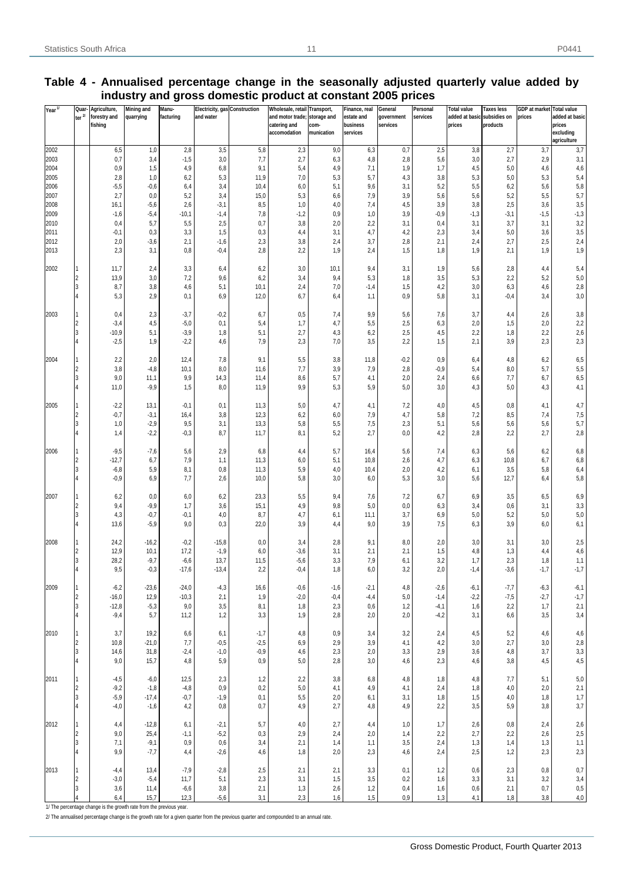## Table 4 - Annualised percentage change in the seasonally adjusted quarterly value added by industry and gross domestic product at constant 2005 prices

| Year [1] | Quarter [2] | Agriculture, forestry and fishing | Mining and quarrying | Manufacturing | Electricity, gas and water | Construction | Wholesale, retail and motor trade; catering and accomodation | Transport, storage and communication | Finance, real estate and business services | General government services | Personal services | Total value added at basic prices | Taxes less subsidies on products | GDP at market prices | Total value added at basic prices excluding agriculture |
|---|---|---|---|---|---|---|---|---|---|---|---|---|---|---|---|
| 2002 | | 6,5 | 1,0 | 2,8 | 3,5 | 5,8 | 2,3 | 9,0 | 6,3 | 0,7 | 2,5 | 3,8 | 2,7 | 3,7 | 3,7 |
| 2003 | | 0,7 | 3,4 | -1,5 | 3,0 | 7,7 | 2,7 | 6,3 | 4,8 | 2,8 | 5,6 | 3,0 | 2,7 | 2,9 | 3,1 |
| 2004 | | 0,9 | 1,5 | 4,9 | 6,8 | 9,1 | 5,4 | 4,9 | 7,1 | 1,9 | 1,7 | 4,5 | 5,0 | 4,6 | 4,6 |
| 2005 | | 2,8 | 1,0 | 6,2 | 5,3 | 11,9 | 7,0 | 5,3 | 5,7 | 4,3 | 3,8 | 5,3 | 5,0 | 5,3 | 5,4 |
| 2006 | | -5,5 | -0,6 | 6,4 | 3,4 | 10,4 | 6,0 | 5,1 | 9,6 | 3,1 | 5,2 | 5,5 | 6,2 | 5,6 | 5,8 |
| 2007 | | 2,7 | 0,0 | 5,2 | 3,4 | 15,0 | 5,3 | 6,6 | 7,9 | 3,9 | 5,6 | 5,6 | 5,2 | 5,5 | 5,7 |
| 2008 | | 16,1 | -5,6 | 2,6 | -3,1 | 8,5 | 1,0 | 4,0 | 7,4 | 4,5 | 3,9 | 3,8 | 2,5 | 3,6 | 3,5 |
| 2009 | | -1,6 | -5,4 | -10,1 | -1,4 | 7,8 | -1,2 | 0,9 | 1,0 | 3,9 | -0,9 | -1,3 | -3,1 | -1,5 | -1,3 |
| 2010 | | 0,4 | 5,7 | 5,5 | 2,5 | 0,7 | 3,8 | 2,0 | 2,2 | 3,1 | 0,4 | 3,1 | 3,7 | 3,1 | 3,2 |
| 2011 | | -0,1 | 0,3 | 3,3 | 1,5 | 0,3 | 4,4 | 3,1 | 4,7 | 4,2 | 2,3 | 3,4 | 5,0 | 3,6 | 3,5 |
| 2012 | | 2,0 | -3,6 | 2,1 | -1,6 | 2,3 | 3,8 | 2,4 | 3,7 | 2,8 | 2,1 | 2,4 | 2,7 | 2,5 | 2,4 |
| 2013 | | 2,3 | 3,1 | 0,8 | -0,4 | 2,8 | 2,2 | 1,9 | 2,4 | 1,5 | 1,8 | 1,9 | 2,1 | 1,9 | 1,9 |
| 2002 | 1 | 11,7 | 2,4 | 3,3 | 6,4 | 6,2 | 3,0 | 10,1 | 9,4 | 3,1 | 1,9 | 5,6 | 2,8 | 4,4 | 5,4 |
| | 2 | 13,9 | 3,0 | 7,2 | 9,6 | 6,2 | 3,4 | 9,4 | 5,3 | 1,8 | 3,5 | 5,3 | 2,2 | 5,2 | 5,0 |
| | 3 | 8,7 | 3,8 | 4,6 | 5,1 | 10,1 | 2,4 | 7,0 | -1,4 | 1,5 | 4,2 | 3,0 | 6,3 | 4,6 | 2,8 |
| | 4 | 5,3 | 2,9 | 0,1 | 6,9 | 12,0 | 6,7 | 6,4 | 1,1 | 0,9 | 5,8 | 3,1 | -0,4 | 3,4 | 3,0 |
| 2003 | 1 | 0,4 | 2,3 | -3,7 | -0,2 | 6,7 | 0,5 | 7,4 | 9,9 | 5,6 | 7,6 | 3,7 | 4,4 | 2,6 | 3,8 |
| | 2 | -3,4 | 4,5 | -5,0 | 0,1 | 5,4 | 1,7 | 4,7 | 5,5 | 2,5 | 6,3 | 2,0 | 1,5 | 2,0 | 2,2 |
| | 3 | -10,9 | 5,1 | -3,9 | 1,8 | 5,1 | 2,7 | 4,3 | 6,2 | 2,5 | 4,5 | 2,2 | 1,8 | 2,2 | 2,6 |
| | 4 | -2,5 | 1,9 | -2,2 | 4,6 | 7,9 | 2,3 | 7,0 | 3,5 | 2,2 | 1,5 | 2,1 | 3,9 | 2,3 | 2,3 |
| 2004 | 1 | 2,2 | 2,0 | 12,4 | 7,8 | 9,1 | 5,5 | 3,8 | 11,8 | -0,2 | 0,9 | 6,4 | 4,8 | 6,2 | 6,5 |
| | 2 | 3,8 | -4,8 | 10,1 | 8,0 | 11,6 | 7,7 | 3,9 | 7,9 | 2,8 | -0,9 | 5,4 | 8,0 | 5,7 | 5,5 |
| | 3 | 9,0 | 11,1 | 9,9 | 14,3 | 11,4 | 8,6 | 5,7 | 4,1 | 2,0 | 2,4 | 6,6 | 7,7 | 6,7 | 6,5 |
| | 4 | 11,0 | -9,9 | 1,5 | 8,0 | 11,9 | 9,9 | 5,3 | 5,9 | 5,0 | 3,0 | 4,3 | 5,0 | 4,3 | 4,1 |
| 2005 | 1 | -2,2 | 13,1 | -0,1 | 0,1 | 11,3 | 5,0 | 4,7 | 4,1 | 7,2 | 4,0 | 4,5 | 0,8 | 4,1 | 4,7 |
| | 2 | -0,7 | -3,1 | 16,4 | 3,8 | 12,3 | 6,2 | 6,0 | 7,9 | 4,7 | 5,8 | 7,2 | 8,5 | 7,4 | 7,5 |
| | 3 | 1,0 | -2,9 | 9,5 | 3,1 | 13,3 | 5,8 | 5,5 | 7,5 | 2,3 | 5,1 | 5,6 | 5,6 | 5,6 | 5,7 |
| | 4 | 1,4 | -2,2 | -0,3 | 8,7 | 11,7 | 8,1 | 5,2 | 2,7 | 0,0 | 4,2 | 2,8 | 2,2 | 2,7 | 2,8 |
| 2006 | 1 | -9,5 | -7,6 | 5,6 | 2,9 | 6,8 | 4,4 | 5,7 | 16,4 | 5,6 | 7,4 | 6,3 | 5,6 | 6,2 | 6,8 |
| | 2 | -12,7 | 6,7 | 7,9 | 1,1 | 11,3 | 6,0 | 5,1 | 10,8 | 2,6 | 4,7 | 6,3 | 10,8 | 6,7 | 6,8 |
| | 3 | -6,8 | 5,9 | 8,1 | 0,8 | 11,3 | 5,9 | 4,0 | 10,4 | 2,0 | 4,2 | 6,1 | 3,5 | 5,8 | 6,4 |
| | 4 | -0,9 | 6,9 | 7,7 | 2,6 | 10,0 | 5,8 | 3,0 | 6,0 | 5,3 | 3,0 | 5,6 | 12,7 | 6,4 | 5,8 |
| 2007 | 1 | 6,2 | 0,0 | 6,0 | 6,2 | 23,3 | 5,5 | 9,4 | 7,6 | 7,2 | 6,7 | 6,9 | 3,5 | 6,5 | 6,9 |
| | 2 | 9,4 | -9,9 | 1,7 | 3,6 | 15,1 | 4,9 | 9,8 | 5,0 | 0,0 | 6,3 | 3,4 | 0,6 | 3,1 | 3,3 |
| | 3 | 4,3 | -0,7 | -0,1 | 4,0 | 8,7 | 4,7 | 6,1 | 11,1 | 3,7 | 6,9 | 5,0 | 5,2 | 5,0 | 5,0 |
| | 4 | 13,6 | -5,9 | 9,0 | 0,3 | 22,0 | 3,9 | 4,4 | 9,0 | 3,9 | 7,5 | 6,3 | 3,9 | 6,0 | 6,1 |
| 2008 | 1 | 24,2 | -16,2 | -0,2 | -15,8 | 0,0 | 3,4 | 2,8 | 9,1 | 8,0 | 2,0 | 3,0 | 3,1 | 3,0 | 2,5 |
| | 2 | 12,9 | 10,1 | 17,2 | -1,9 | 6,0 | -3,6 | 3,1 | 2,1 | 2,1 | 1,5 | 4,8 | 1,3 | 4,4 | 4,6 |
| | 3 | 28,2 | -9,7 | -6,6 | 13,7 | 11,5 | -5,6 | 3,3 | 7,9 | 6,1 | 3,2 | 1,7 | 2,3 | 1,8 | 1,1 |
| | 4 | 9,5 | -0,3 | -17,6 | -13,4 | 2,2 | -0,4 | 1,8 | 6,0 | 3,2 | 2,0 | -1,4 | -3,6 | -1,7 | -1,7 |
| 2009 | 1 | -6,2 | -23,6 | -24,0 | -4,3 | 16,6 | -0,6 | -1,6 | -2,1 | 4,8 | -2,6 | -6,1 | -7,7 | -6,3 | -6,1 |
| | 2 | -16,0 | 12,9 | -10,3 | 2,1 | 1,9 | -2,0 | -0,4 | -4,4 | 5,0 | -1,4 | -2,2 | -7,5 | -2,7 | -1,7 |
| | 3 | -12,8 | -5,3 | 9,0 | 3,5 | 8,1 | 1,8 | 2,3 | 0,6 | 1,2 | -4,1 | 1,6 | 2,2 | 1,7 | 2,1 |
| | 4 | -9,4 | 5,7 | 11,2 | 1,2 | 3,3 | 1,9 | 2,8 | 2,0 | 2,0 | -4,2 | 3,1 | 6,6 | 3,5 | 3,4 |
| 2010 | 1 | 3,7 | 19,2 | 6,6 | 6,1 | -1,7 | 4,8 | 0,9 | 3,4 | 3,2 | 2,4 | 4,5 | 5,2 | 4,6 | 4,6 |
| | 2 | 10,8 | -21,0 | 7,7 | -0,5 | -2,5 | 6,9 | 2,9 | 3,9 | 4,1 | 4,2 | 3,0 | 2,7 | 3,0 | 2,8 |
| | 3 | 14,6 | 31,8 | -2,4 | -1,0 | -0,9 | 4,6 | 2,3 | 2,0 | 3,3 | 2,9 | 3,6 | 4,8 | 3,7 | 3,3 |
| | 4 | 9,0 | 15,7 | 4,8 | 5,9 | 0,9 | 5,0 | 2,8 | 3,0 | 4,6 | 2,3 | 4,6 | 3,8 | 4,5 | 4,5 |
| 2011 | 1 | -4,5 | -6,0 | 12,5 | 2,3 | 1,2 | 2,2 | 3,8 | 6,8 | 4,8 | 1,8 | 4,8 | 7,7 | 5,1 | 5,0 |
| | 2 | -9,2 | -1,8 | -4,8 | 0,9 | 0,2 | 5,0 | 4,1 | 4,9 | 4,1 | 2,4 | 1,8 | 4,0 | 2,0 | 2,1 |
| | 3 | -5,9 | -17,4 | -0,7 | -1,9 | 0,1 | 5,5 | 2,0 | 6,1 | 3,1 | 1,8 | 1,5 | 4,0 | 1,8 | 1,7 |
| | 4 | -4,0 | -1,6 | 4,2 | 0,8 | 0,7 | 4,9 | 2,7 | 4,8 | 4,9 | 2,2 | 3,5 | 5,9 | 3,8 | 3,7 |
| 2012 | 1 | 4,4 | -12,8 | 6,1 | -2,1 | 5,7 | 4,0 | 2,7 | 4,4 | 1,0 | 1,7 | 2,6 | 0,8 | 2,4 | 2,6 |
| | 2 | 9,0 | 25,4 | -1,1 | -5,2 | 0,3 | 2,9 | 2,4 | 2,0 | 1,4 | 2,2 | 2,7 | 2,2 | 2,6 | 2,5 |
| | 3 | 7,1 | -9,1 | 0,9 | 0,6 | 3,4 | 2,1 | 1,4 | 1,1 | 3,5 | 2,4 | 1,3 | 1,4 | 1,3 | 1,1 |
| | 4 | 9,9 | -7,7 | 4,4 | -2,6 | 4,6 | 1,8 | 2,0 | 2,3 | 4,6 | 2,4 | 2,5 | 1,2 | 2,3 | 2,3 |
| 2013 | 1 | -4,4 | 13,4 | -7,9 | -2,8 | 2,5 | 2,1 | 2,1 | 3,3 | 0,1 | 1,2 | 0,6 | 2,3 | 0,8 | 0,7 |
| | 2 | -3,0 | -5,4 | 11,7 | 5,1 | 2,3 | 3,1 | 1,5 | 3,5 | 0,2 | 1,6 | 3,3 | 3,1 | 3,2 | 3,4 |
| | 3 | 3,6 | 11,4 | -6,6 | 3,8 | 2,1 | 1,3 | 2,6 | 1,2 | 0,4 | 1,6 | 0,6 | 2,1 | 0,7 | 0,5 |
| | 4 | 6,4 | 15,7 | 12,3 | -5,6 | 3,1 | 2,3 | 1,6 | 1,5 | 0,9 | 1,3 | 4,1 | 1,8 | 3,8 | 4,0 |

1/ The percentage change is the growth rate from the previous year.

2/ The annualised percentage change is the growth rate for a given quarter from the previous quarter and compounded to an annual rate.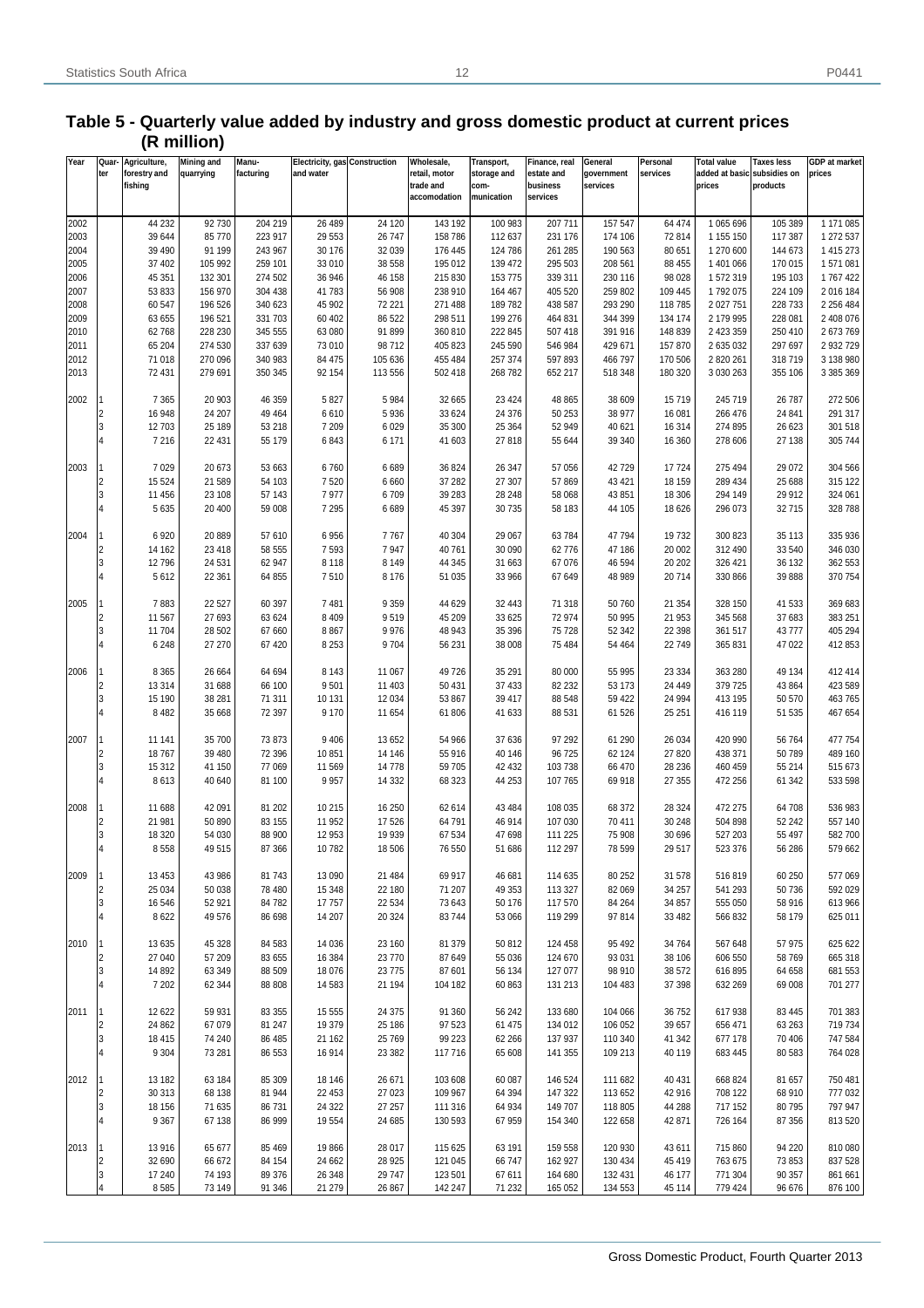## Table 5 - Quarterly value added by industry and gross domestic product at current prices (R million)

| Year | Quarter | Agriculture, forestry and fishing | Mining and quarrying | Manufacturing | Electricity, gas and water | Construction | Wholesale, retail, motor trade and accomodation | Transport, storage and communication | Finance, real estate and business services | General government services | Personal services | Total value added at basic prices | Taxes less subsidies on products | GDP at market prices |
|---|---|---|---|---|---|---|---|---|---|---|---|---|---|---|
| 2002 | | 44 232 | 92 730 | 204 219 | 26 489 | 24 120 | 143 192 | 100 983 | 207 711 | 157 547 | 64 474 | 1 065 696 | 105 389 | 1 171 085 |
| 2003 | | 39 644 | 85 770 | 223 917 | 29 553 | 26 747 | 158 786 | 112 637 | 231 176 | 174 106 | 72 814 | 1 155 150 | 117 387 | 1 272 537 |
| 2004 | | 39 490 | 91 199 | 243 967 | 30 176 | 32 039 | 176 445 | 124 786 | 261 285 | 190 563 | 80 651 | 1 270 600 | 144 673 | 1 415 273 |
| 2005 | | 37 402 | 105 992 | 259 101 | 33 010 | 38 558 | 195 012 | 139 472 | 295 503 | 208 561 | 88 455 | 1 401 066 | 170 015 | 1 571 081 |
| 2006 | | 45 351 | 132 301 | 274 502 | 36 946 | 46 158 | 215 830 | 153 775 | 339 311 | 230 116 | 98 028 | 1 572 319 | 195 103 | 1 767 422 |
| 2007 | | 53 833 | 156 970 | 304 438 | 41 783 | 56 908 | 238 910 | 164 467 | 405 520 | 259 802 | 109 445 | 1 792 075 | 224 109 | 2 016 184 |
| 2008 | | 60 547 | 196 526 | 340 623 | 45 902 | 72 221 | 271 488 | 189 782 | 438 587 | 293 290 | 118 785 | 2 027 751 | 228 733 | 2 256 484 |
| 2009 | | 63 655 | 196 521 | 331 703 | 60 402 | 86 522 | 298 511 | 199 276 | 464 831 | 344 399 | 134 174 | 2 179 995 | 228 081 | 2 408 076 |
| 2010 | | 62 768 | 228 230 | 345 555 | 63 080 | 91 899 | 360 810 | 222 845 | 507 418 | 391 916 | 148 839 | 2 423 359 | 250 410 | 2 673 769 |
| 2011 | | 65 204 | 274 530 | 337 639 | 73 010 | 98 712 | 405 823 | 245 590 | 546 984 | 429 671 | 157 870 | 2 635 032 | 297 697 | 2 932 729 |
| 2012 | | 71 018 | 270 096 | 340 983 | 84 475 | 105 636 | 455 484 | 257 374 | 597 893 | 466 797 | 170 506 | 2 820 261 | 318 719 | 3 138 980 |
| 2013 | | 72 431 | 279 691 | 350 345 | 92 154 | 113 556 | 502 418 | 268 782 | 652 217 | 518 348 | 180 320 | 3 030 263 | 355 106 | 3 385 369 |
| 2002 | 1 | 7 365 | 20 903 | 46 359 | 5 827 | 5 984 | 32 665 | 23 424 | 48 865 | 38 609 | 15 719 | 245 719 | 26 787 | 272 506 |
| | 2 | 16 948 | 24 207 | 49 464 | 6 610 | 5 936 | 33 624 | 24 376 | 50 253 | 38 977 | 16 081 | 266 476 | 24 841 | 291 317 |
| | 3 | 12 703 | 25 189 | 53 218 | 7 209 | 6 029 | 35 300 | 25 364 | 52 949 | 40 621 | 16 314 | 274 895 | 26 623 | 301 518 |
| | 4 | 7 216 | 22 431 | 55 179 | 6 843 | 6 171 | 41 603 | 27 818 | 55 644 | 39 340 | 16 360 | 278 606 | 27 138 | 305 744 |
| 2003 | 1 | 7 029 | 20 673 | 53 663 | 6 760 | 6 689 | 36 824 | 26 347 | 57 056 | 42 729 | 17 724 | 275 494 | 29 072 | 304 566 |
| | 2 | 15 524 | 21 589 | 54 103 | 7 520 | 6 660 | 37 282 | 27 307 | 57 869 | 43 421 | 18 159 | 289 434 | 25 688 | 315 122 |
| | 3 | 11 456 | 23 108 | 57 143 | 7 977 | 6 709 | 39 283 | 28 248 | 58 068 | 43 851 | 18 306 | 294 149 | 29 912 | 324 061 |
| | 4 | 5 635 | 20 400 | 59 008 | 7 295 | 6 689 | 45 397 | 30 735 | 58 183 | 44 105 | 18 626 | 296 073 | 32 715 | 328 788 |
| 2004 | 1 | 6 920 | 20 889 | 57 610 | 6 956 | 7 767 | 40 304 | 29 067 | 63 784 | 47 794 | 19 732 | 300 823 | 35 113 | 335 936 |
| | 2 | 14 162 | 23 418 | 58 555 | 7 593 | 7 947 | 40 761 | 30 090 | 62 776 | 47 186 | 20 002 | 312 490 | 33 540 | 346 030 |
| | 3 | 12 796 | 24 531 | 62 947 | 8 118 | 8 149 | 44 345 | 31 663 | 67 076 | 46 594 | 20 202 | 326 421 | 36 132 | 362 553 |
| | 4 | 5 612 | 22 361 | 64 855 | 7 510 | 8 176 | 51 035 | 33 966 | 67 649 | 48 989 | 20 714 | 330 866 | 39 888 | 370 754 |
| 2005 | 1 | 7 883 | 22 527 | 60 397 | 7 481 | 9 359 | 44 629 | 32 443 | 71 318 | 50 760 | 21 354 | 328 150 | 41 533 | 369 683 |
| | 2 | 11 567 | 27 693 | 63 624 | 8 409 | 9 519 | 45 209 | 33 625 | 72 974 | 50 995 | 21 953 | 345 568 | 37 683 | 383 251 |
| | 3 | 11 704 | 28 502 | 67 660 | 8 867 | 9 976 | 48 943 | 35 396 | 75 728 | 52 342 | 22 398 | 361 517 | 43 777 | 405 294 |
| | 4 | 6 248 | 27 270 | 67 420 | 8 253 | 9 704 | 56 231 | 38 008 | 75 484 | 54 464 | 22 749 | 365 831 | 47 022 | 412 853 |
| 2006 | 1 | 8 365 | 26 664 | 64 694 | 8 143 | 11 067 | 49 726 | 35 291 | 80 000 | 55 995 | 23 334 | 363 280 | 49 134 | 412 414 |
| | 2 | 13 314 | 31 688 | 66 100 | 9 501 | 11 403 | 50 431 | 37 433 | 82 232 | 53 173 | 24 449 | 379 725 | 43 864 | 423 589 |
| | 3 | 15 190 | 38 281 | 71 311 | 10 131 | 12 034 | 53 867 | 39 417 | 88 548 | 59 422 | 24 994 | 413 195 | 50 570 | 463 765 |
| | 4 | 8 482 | 35 668 | 72 397 | 9 170 | 11 654 | 61 806 | 41 633 | 88 531 | 61 526 | 25 251 | 416 119 | 51 535 | 467 654 |
| 2007 | 1 | 11 141 | 35 700 | 73 873 | 9 406 | 13 652 | 54 966 | 37 636 | 97 292 | 61 290 | 26 034 | 420 990 | 56 764 | 477 754 |
| | 2 | 18 767 | 39 480 | 72 396 | 10 851 | 14 146 | 55 916 | 40 146 | 96 725 | 62 124 | 27 820 | 438 371 | 50 789 | 489 160 |
| | 3 | 15 312 | 41 150 | 77 069 | 11 569 | 14 778 | 59 705 | 42 432 | 103 738 | 66 470 | 28 236 | 460 459 | 55 214 | 515 673 |
| | 4 | 8 613 | 40 640 | 81 100 | 9 957 | 14 332 | 68 323 | 44 253 | 107 765 | 69 918 | 27 355 | 472 256 | 61 342 | 533 598 |
| 2008 | 1 | 11 688 | 42 091 | 81 202 | 10 215 | 16 250 | 62 614 | 43 484 | 108 035 | 68 372 | 28 324 | 472 275 | 64 708 | 536 983 |
| | 2 | 21 981 | 50 890 | 83 155 | 11 952 | 17 526 | 64 791 | 46 914 | 107 030 | 70 411 | 30 248 | 504 898 | 52 242 | 557 140 |
| | 3 | 18 320 | 54 030 | 88 900 | 12 953 | 19 939 | 67 534 | 47 698 | 111 225 | 75 908 | 30 696 | 527 203 | 55 497 | 582 700 |
| | 4 | 8 558 | 49 515 | 87 366 | 10 782 | 18 506 | 76 550 | 51 686 | 112 297 | 78 599 | 29 517 | 523 376 | 56 286 | 579 662 |
| 2009 | 1 | 13 453 | 43 986 | 81 743 | 13 090 | 21 484 | 69 917 | 46 681 | 114 635 | 80 252 | 31 578 | 516 819 | 60 250 | 577 069 |
| | 2 | 25 034 | 50 038 | 78 480 | 15 348 | 22 180 | 71 207 | 49 353 | 113 327 | 82 069 | 34 257 | 541 293 | 50 736 | 592 029 |
| | 3 | 16 546 | 52 921 | 84 782 | 17 757 | 22 534 | 73 643 | 50 176 | 117 570 | 84 264 | 34 857 | 555 050 | 58 916 | 613 966 |
| | 4 | 8 622 | 49 576 | 86 698 | 14 207 | 20 324 | 83 744 | 53 066 | 119 299 | 97 814 | 33 482 | 566 832 | 58 179 | 625 011 |
| 2010 | 1 | 13 635 | 45 328 | 84 583 | 14 036 | 23 160 | 81 379 | 50 812 | 124 458 | 95 492 | 34 764 | 567 648 | 57 975 | 625 622 |
| | 2 | 27 040 | 57 209 | 83 655 | 16 384 | 23 770 | 87 649 | 55 036 | 124 670 | 93 031 | 38 106 | 606 550 | 58 769 | 665 318 |
| | 3 | 14 892 | 63 349 | 88 509 | 18 076 | 23 775 | 87 601 | 56 134 | 127 077 | 98 910 | 38 572 | 616 895 | 64 658 | 681 553 |
| | 4 | 7 202 | 62 344 | 88 808 | 14 583 | 21 194 | 104 182 | 60 863 | 131 213 | 104 483 | 37 398 | 632 269 | 69 008 | 701 277 |
| 2011 | 1 | 12 622 | 59 931 | 83 355 | 15 555 | 24 375 | 91 360 | 56 242 | 133 680 | 104 066 | 36 752 | 617 938 | 83 445 | 701 383 |
| | 2 | 24 862 | 67 079 | 81 247 | 19 379 | 25 186 | 97 523 | 61 475 | 134 012 | 106 052 | 39 657 | 656 471 | 63 263 | 719 734 |
| | 3 | 18 415 | 74 240 | 86 485 | 21 162 | 25 769 | 99 223 | 62 266 | 137 937 | 110 340 | 41 342 | 677 178 | 70 406 | 747 584 |
| | 4 | 9 304 | 73 281 | 86 553 | 16 914 | 23 382 | 117 716 | 65 608 | 141 355 | 109 213 | 40 119 | 683 445 | 80 583 | 764 028 |
| 2012 | 1 | 13 182 | 63 184 | 85 309 | 18 146 | 26 671 | 103 608 | 60 087 | 146 524 | 111 682 | 40 431 | 668 824 | 81 657 | 750 481 |
| | 2 | 30 313 | 68 138 | 81 944 | 22 453 | 27 023 | 109 967 | 64 394 | 147 322 | 113 652 | 42 916 | 708 122 | 68 910 | 777 032 |
| | 3 | 18 156 | 71 635 | 86 731 | 24 322 | 27 257 | 111 316 | 64 934 | 149 707 | 118 805 | 44 288 | 717 152 | 80 795 | 797 947 |
| | 4 | 9 367 | 67 138 | 86 999 | 19 554 | 24 685 | 130 593 | 67 959 | 154 340 | 122 658 | 42 871 | 726 164 | 87 356 | 813 520 |
| 2013 | 1 | 13 916 | 65 677 | 85 469 | 19 866 | 28 017 | 115 625 | 63 191 | 159 558 | 120 930 | 43 611 | 715 860 | 94 220 | 810 080 |
| | 2 | 32 690 | 66 672 | 84 154 | 24 662 | 28 925 | 121 045 | 66 747 | 162 927 | 130 434 | 45 419 | 763 675 | 73 853 | 837 528 |
| | 3 | 17 240 | 74 193 | 89 376 | 26 348 | 29 747 | 123 501 | 67 611 | 164 680 | 132 431 | 46 177 | 771 304 | 90 357 | 861 661 |
| | 4 | 8 585 | 73 149 | 91 346 | 21 279 | 26 867 | 142 247 | 71 232 | 165 052 | 134 553 | 45 114 | 779 424 | 96 676 | 876 100 |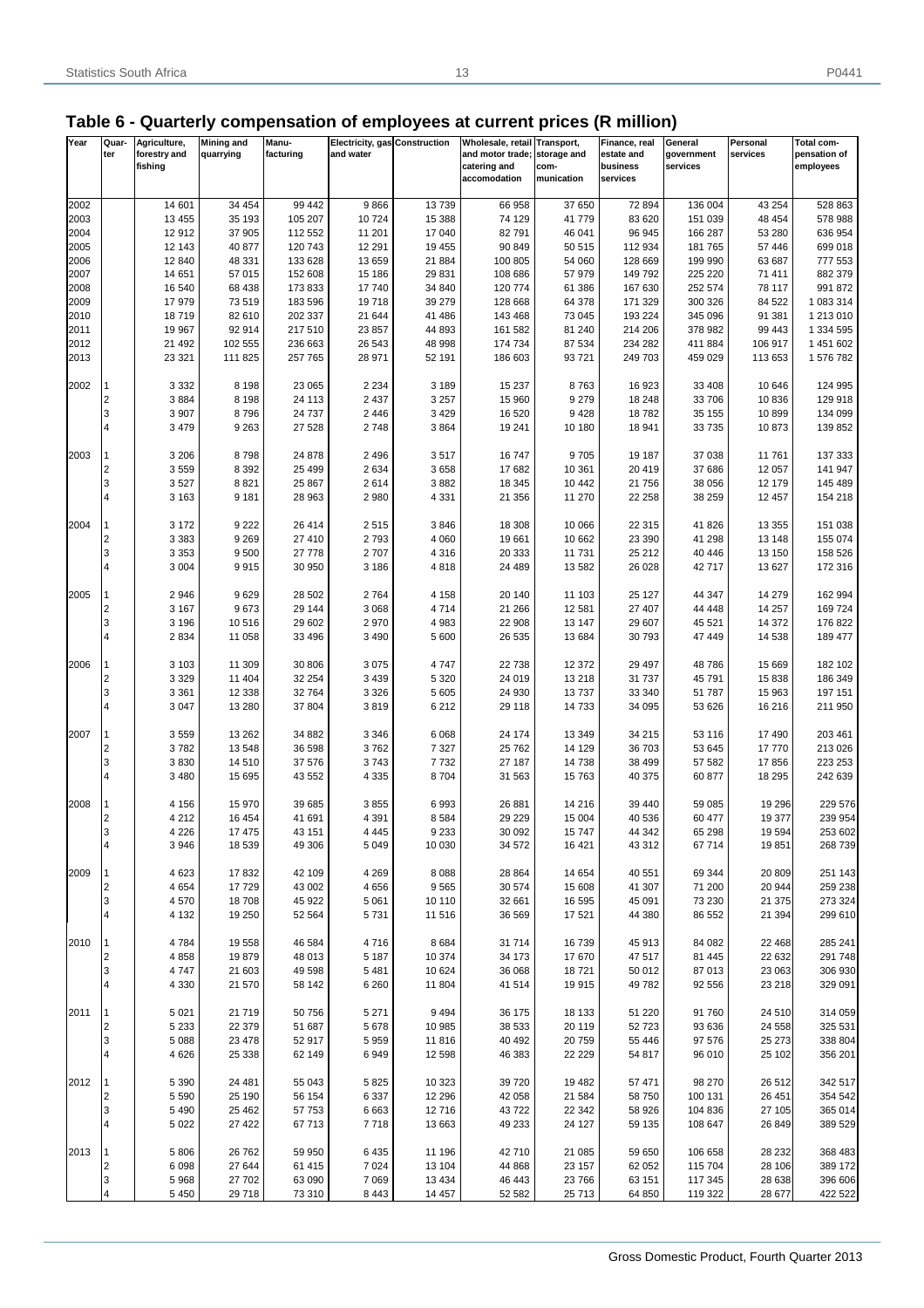## Table 6 - Quarterly compensation of employees at current prices (R million)

| Year | Quarter | Agriculture, forestry and fishing | Mining and quarrying | Manu-facturing | Electricity, gas and water | Construction | Wholesale, retail and motor trade; catering and accomodation | Transport, storage and com-munication | Finance, real estate and business services | General government services | Personal services | Total com-pensation of employees |
|---|---|---|---|---|---|---|---|---|---|---|---|---|
| 2002 | | 14 601 | 34 454 | 99 442 | 9 866 | 13 739 | 66 958 | 37 650 | 72 894 | 136 004 | 43 254 | 528 863 |
| 2003 | | 13 455 | 35 193 | 105 207 | 10 724 | 15 388 | 74 129 | 41 779 | 83 620 | 151 039 | 48 454 | 578 988 |
| 2004 | | 12 912 | 37 905 | 112 552 | 11 201 | 17 040 | 82 791 | 46 041 | 96 945 | 166 287 | 53 280 | 636 954 |
| 2005 | | 12 143 | 40 877 | 120 743 | 12 291 | 19 455 | 90 849 | 50 515 | 112 934 | 181 765 | 57 446 | 699 018 |
| 2006 | | 12 840 | 48 331 | 133 628 | 13 659 | 21 884 | 100 805 | 54 060 | 128 669 | 199 990 | 63 687 | 777 553 |
| 2007 | | 14 651 | 57 015 | 152 608 | 15 186 | 29 831 | 108 686 | 57 979 | 149 792 | 225 220 | 71 411 | 882 379 |
| 2008 | | 16 540 | 68 438 | 173 833 | 17 740 | 34 840 | 120 774 | 61 386 | 167 630 | 252 574 | 78 117 | 991 872 |
| 2009 | | 17 979 | 73 519 | 183 596 | 19 718 | 39 279 | 128 668 | 64 378 | 171 329 | 300 326 | 84 522 | 1 083 314 |
| 2010 | | 18 719 | 82 610 | 202 337 | 21 644 | 41 486 | 143 468 | 73 045 | 193 224 | 345 096 | 91 381 | 1 213 010 |
| 2011 | | 19 967 | 92 914 | 217 510 | 23 857 | 44 893 | 161 582 | 81 240 | 214 206 | 378 982 | 99 443 | 1 334 595 |
| 2012 | | 21 492 | 102 555 | 236 663 | 26 543 | 48 998 | 174 734 | 87 534 | 234 282 | 411 884 | 106 917 | 1 451 602 |
| 2013 | | 23 321 | 111 825 | 257 765 | 28 971 | 52 191 | 186 603 | 93 721 | 249 703 | 459 029 | 113 653 | 1 576 782 |
| 2002 | 1 | 3 332 | 8 198 | 23 065 | 2 234 | 3 189 | 15 237 | 8 763 | 16 923 | 33 408 | 10 646 | 124 995 |
| | 2 | 3 884 | 8 198 | 24 113 | 2 437 | 3 257 | 15 960 | 9 279 | 18 248 | 33 706 | 10 836 | 129 918 |
| | 3 | 3 907 | 8 796 | 24 737 | 2 446 | 3 429 | 16 520 | 9 428 | 18 782 | 35 155 | 10 899 | 134 099 |
| | 4 | 3 479 | 9 263 | 27 528 | 2 748 | 3 864 | 19 241 | 10 180 | 18 941 | 33 735 | 10 873 | 139 852 |
| 2003 | 1 | 3 206 | 8 798 | 24 878 | 2 496 | 3 517 | 16 747 | 9 705 | 19 187 | 37 038 | 11 761 | 137 333 |
| | 2 | 3 559 | 8 392 | 25 499 | 2 634 | 3 658 | 17 682 | 10 361 | 20 419 | 37 686 | 12 057 | 141 947 |
| | 3 | 3 527 | 8 821 | 25 867 | 2 614 | 3 882 | 18 345 | 10 442 | 21 756 | 38 056 | 12 179 | 145 489 |
| | 4 | 3 163 | 9 181 | 28 963 | 2 980 | 4 331 | 21 356 | 11 270 | 22 258 | 38 259 | 12 457 | 154 218 |
| 2004 | 1 | 3 172 | 9 222 | 26 414 | 2 515 | 3 846 | 18 308 | 10 066 | 22 315 | 41 826 | 13 355 | 151 038 |
| | 2 | 3 383 | 9 269 | 27 410 | 2 793 | 4 060 | 19 661 | 10 662 | 23 390 | 41 298 | 13 148 | 155 074 |
| | 3 | 3 353 | 9 500 | 27 778 | 2 707 | 4 316 | 20 333 | 11 731 | 25 212 | 40 446 | 13 150 | 158 526 |
| | 4 | 3 004 | 9 915 | 30 950 | 3 186 | 4 818 | 24 489 | 13 582 | 26 028 | 42 717 | 13 627 | 172 316 |
| 2005 | 1 | 2 946 | 9 629 | 28 502 | 2 764 | 4 158 | 20 140 | 11 103 | 25 127 | 44 347 | 14 279 | 162 994 |
| | 2 | 3 167 | 9 673 | 29 144 | 3 068 | 4 714 | 21 266 | 12 581 | 27 407 | 44 448 | 14 257 | 169 724 |
| | 3 | 3 196 | 10 516 | 29 602 | 2 970 | 4 983 | 22 908 | 13 147 | 29 607 | 45 521 | 14 372 | 176 822 |
| | 4 | 2 834 | 11 058 | 33 496 | 3 490 | 5 600 | 26 535 | 13 684 | 30 793 | 47 449 | 14 538 | 189 477 |
| 2006 | 1 | 3 103 | 11 309 | 30 806 | 3 075 | 4 747 | 22 738 | 12 372 | 29 497 | 48 786 | 15 669 | 182 102 |
| | 2 | 3 329 | 11 404 | 32 254 | 3 439 | 5 320 | 24 019 | 13 218 | 31 737 | 45 791 | 15 838 | 186 349 |
| | 3 | 3 361 | 12 338 | 32 764 | 3 326 | 5 605 | 24 930 | 13 737 | 33 340 | 51 787 | 15 963 | 197 151 |
| | 4 | 3 047 | 13 280 | 37 804 | 3 819 | 6 212 | 29 118 | 14 733 | 34 095 | 53 626 | 16 216 | 211 950 |
| 2007 | 1 | 3 559 | 13 262 | 34 882 | 3 346 | 6 068 | 24 174 | 13 349 | 34 215 | 53 116 | 17 490 | 203 461 |
| | 2 | 3 782 | 13 548 | 36 598 | 3 762 | 7 327 | 25 762 | 14 129 | 36 703 | 53 645 | 17 770 | 213 026 |
| | 3 | 3 830 | 14 510 | 37 576 | 3 743 | 7 732 | 27 187 | 14 738 | 38 499 | 57 582 | 17 856 | 223 253 |
| | 4 | 3 480 | 15 695 | 43 552 | 4 335 | 8 704 | 31 563 | 15 763 | 40 375 | 60 877 | 18 295 | 242 639 |
| 2008 | 1 | 4 156 | 15 970 | 39 685 | 3 855 | 6 993 | 26 881 | 14 216 | 39 440 | 59 085 | 19 296 | 229 576 |
| | 2 | 4 212 | 16 454 | 41 691 | 4 391 | 8 584 | 29 229 | 15 004 | 40 536 | 60 477 | 19 377 | 239 954 |
| | 3 | 4 226 | 17 475 | 43 151 | 4 445 | 9 233 | 30 092 | 15 747 | 44 342 | 65 298 | 19 594 | 253 602 |
| | 4 | 3 946 | 18 539 | 49 306 | 5 049 | 10 030 | 34 572 | 16 421 | 43 312 | 67 714 | 19 851 | 268 739 |
| 2009 | 1 | 4 623 | 17 832 | 42 109 | 4 269 | 8 088 | 28 864 | 14 654 | 40 551 | 69 344 | 20 809 | 251 143 |
| | 2 | 4 654 | 17 729 | 43 002 | 4 656 | 9 565 | 30 574 | 15 608 | 41 307 | 71 200 | 20 944 | 259 238 |
| | 3 | 4 570 | 18 708 | 45 922 | 5 061 | 10 110 | 32 661 | 16 595 | 45 091 | 73 230 | 21 375 | 273 324 |
| | 4 | 4 132 | 19 250 | 52 564 | 5 731 | 11 516 | 36 569 | 17 521 | 44 380 | 86 552 | 21 394 | 299 610 |
| 2010 | 1 | 4 784 | 19 558 | 46 584 | 4 716 | 8 684 | 31 714 | 16 739 | 45 913 | 84 082 | 22 468 | 285 241 |
| | 2 | 4 858 | 19 879 | 48 013 | 5 187 | 10 374 | 34 173 | 17 670 | 47 517 | 81 445 | 22 632 | 291 748 |
| | 3 | 4 747 | 21 603 | 49 598 | 5 481 | 10 624 | 36 068 | 18 721 | 50 012 | 87 013 | 23 063 | 306 930 |
| | 4 | 4 330 | 21 570 | 58 142 | 6 260 | 11 804 | 41 514 | 19 915 | 49 782 | 92 556 | 23 218 | 329 091 |
| 2011 | 1 | 5 021 | 21 719 | 50 756 | 5 271 | 9 494 | 36 175 | 18 133 | 51 220 | 91 760 | 24 510 | 314 059 |
| | 2 | 5 233 | 22 379 | 51 687 | 5 678 | 10 985 | 38 533 | 20 119 | 52 723 | 93 636 | 24 558 | 325 531 |
| | 3 | 5 088 | 23 478 | 52 917 | 5 959 | 11 816 | 40 492 | 20 759 | 55 446 | 97 576 | 25 273 | 338 804 |
| | 4 | 4 626 | 25 338 | 62 149 | 6 949 | 12 598 | 46 383 | 22 229 | 54 817 | 96 010 | 25 102 | 356 201 |
| 2012 | 1 | 5 390 | 24 481 | 55 043 | 5 825 | 10 323 | 39 720 | 19 482 | 57 471 | 98 270 | 26 512 | 342 517 |
| | 2 | 5 590 | 25 190 | 56 154 | 6 337 | 12 296 | 42 058 | 21 584 | 58 750 | 100 131 | 26 451 | 354 542 |
| | 3 | 5 490 | 25 462 | 57 753 | 6 663 | 12 716 | 43 722 | 22 342 | 58 926 | 104 836 | 27 105 | 365 014 |
| | 4 | 5 022 | 27 422 | 67 713 | 7 718 | 13 663 | 49 233 | 24 127 | 59 135 | 108 647 | 26 849 | 389 529 |
| 2013 | 1 | 5 806 | 26 762 | 59 950 | 6 435 | 11 196 | 42 710 | 21 085 | 59 650 | 106 658 | 28 232 | 368 483 |
| | 2 | 6 098 | 27 644 | 61 415 | 7 024 | 13 104 | 44 868 | 23 157 | 62 052 | 115 704 | 28 106 | 389 172 |
| | 3 | 5 968 | 27 702 | 63 090 | 7 069 | 13 434 | 46 443 | 23 766 | 63 151 | 117 345 | 28 638 | 396 606 |
| | 4 | 5 450 | 29 718 | 73 310 | 8 443 | 14 457 | 52 582 | 25 713 | 64 850 | 119 322 | 28 677 | 422 522 |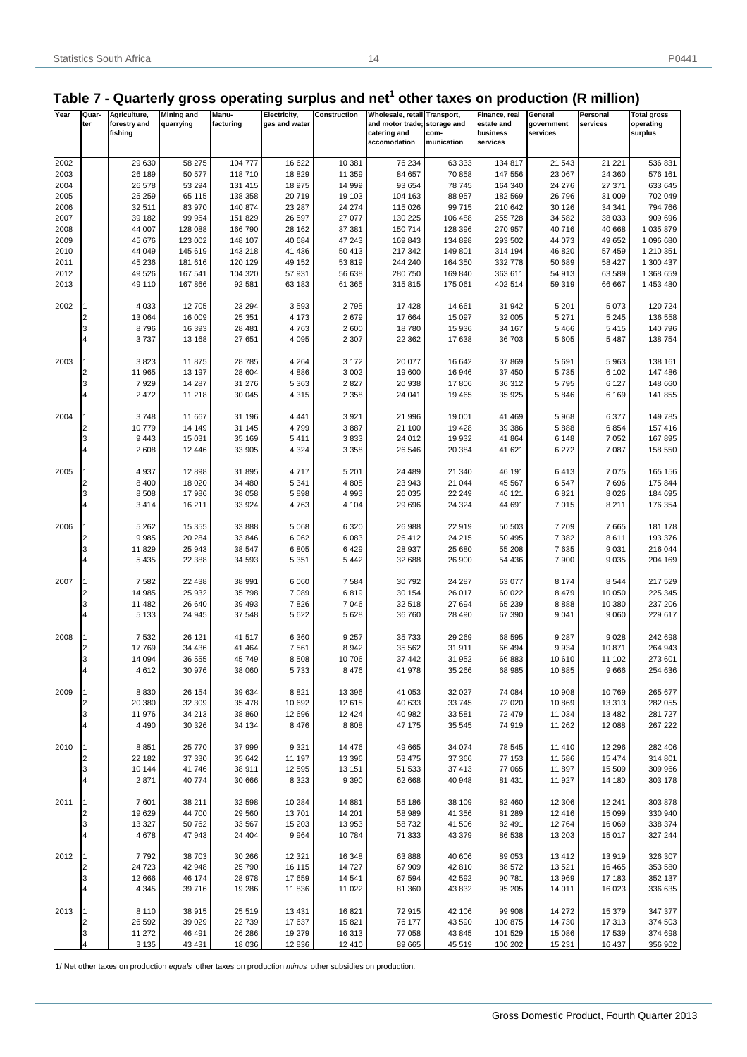## Table 7 - Quarterly gross operating surplus and net[1] other taxes on production (R million)

| Year | Quarter | Agriculture, forestry and fishing | Mining and quarrying | Manu-facturing | Electricity, gas and water | Construction | Wholesale, retail and motor trade; catering and accomodation | Transport, storage and com-munication | Finance, real estate and business services | General government services | Personal services | Total gross operating surplus |
|---|---|---|---|---|---|---|---|---|---|---|---|---|
| 2002 | | 29 630 | 58 275 | 104 777 | 16 622 | 10 381 | 76 234 | 63 333 | 134 817 | 21 543 | 21 221 | 536 831 |
| 2003 | | 26 189 | 50 577 | 118 710 | 18 829 | 11 359 | 84 657 | 70 858 | 147 556 | 23 067 | 24 360 | 576 161 |
| 2004 | | 26 578 | 53 294 | 131 415 | 18 975 | 14 999 | 93 654 | 78 745 | 164 340 | 24 276 | 27 371 | 633 645 |
| 2005 | | 25 259 | 65 115 | 138 358 | 20 719 | 19 103 | 104 163 | 88 957 | 182 569 | 26 796 | 31 009 | 702 049 |
| 2006 | | 32 511 | 83 970 | 140 874 | 23 287 | 24 274 | 115 026 | 99 715 | 210 642 | 30 126 | 34 341 | 794 766 |
| 2007 | | 39 182 | 99 954 | 151 829 | 26 597 | 27 077 | 130 225 | 106 488 | 255 728 | 34 582 | 38 033 | 909 696 |
| 2008 | | 44 007 | 128 088 | 166 790 | 28 162 | 37 381 | 150 714 | 128 396 | 270 957 | 40 716 | 40 668 | 1 035 879 |
| 2009 | | 45 676 | 123 002 | 148 107 | 40 684 | 47 243 | 169 843 | 134 898 | 293 502 | 44 073 | 49 652 | 1 096 680 |
| 2010 | | 44 049 | 145 619 | 143 218 | 41 436 | 50 413 | 217 342 | 149 801 | 314 194 | 46 820 | 57 459 | 1 210 351 |
| 2011 | | 45 236 | 181 616 | 120 129 | 49 152 | 53 819 | 244 240 | 164 350 | 332 778 | 50 689 | 58 427 | 1 300 437 |
| 2012 | | 49 526 | 167 541 | 104 320 | 57 931 | 56 638 | 280 750 | 169 840 | 363 611 | 54 913 | 63 589 | 1 368 659 |
| 2013 | | 49 110 | 167 866 | 92 581 | 63 183 | 61 365 | 315 815 | 175 061 | 402 514 | 59 319 | 66 667 | 1 453 480 |
| 2002 | 1 | 4 033 | 12 705 | 23 294 | 3 593 | 2 795 | 17 428 | 14 661 | 31 942 | 5 201 | 5 073 | 120 724 |
| | 2 | 13 064 | 16 009 | 25 351 | 4 173 | 2 679 | 17 664 | 15 097 | 32 005 | 5 271 | 5 245 | 136 558 |
| | 3 | 8 796 | 16 393 | 28 481 | 4 763 | 2 600 | 18 780 | 15 936 | 34 167 | 5 466 | 5 415 | 140 796 |
| | 4 | 3 737 | 13 168 | 27 651 | 4 095 | 2 307 | 22 362 | 17 638 | 36 703 | 5 605 | 5 487 | 138 754 |
| 2003 | 1 | 3 823 | 11 875 | 28 785 | 4 264 | 3 172 | 20 077 | 16 642 | 37 869 | 5 691 | 5 963 | 138 161 |
| | 2 | 11 965 | 13 197 | 28 604 | 4 886 | 3 002 | 19 600 | 16 946 | 37 450 | 5 735 | 6 102 | 147 486 |
| | 3 | 7 929 | 14 287 | 31 276 | 5 363 | 2 827 | 20 938 | 17 806 | 36 312 | 5 795 | 6 127 | 148 660 |
| | 4 | 2 472 | 11 218 | 30 045 | 4 315 | 2 358 | 24 041 | 19 465 | 35 925 | 5 846 | 6 169 | 141 855 |
| 2004 | 1 | 3 748 | 11 667 | 31 196 | 4 441 | 3 921 | 21 996 | 19 001 | 41 469 | 5 968 | 6 377 | 149 785 |
| | 2 | 10 779 | 14 149 | 31 145 | 4 799 | 3 887 | 21 100 | 19 428 | 39 386 | 5 888 | 6 854 | 157 416 |
| | 3 | 9 443 | 15 031 | 35 169 | 5 411 | 3 833 | 24 012 | 19 932 | 41 864 | 6 148 | 7 052 | 167 895 |
| | 4 | 2 608 | 12 446 | 33 905 | 4 324 | 3 358 | 26 546 | 20 384 | 41 621 | 6 272 | 7 087 | 158 550 |
| 2005 | 1 | 4 937 | 12 898 | 31 895 | 4 717 | 5 201 | 24 489 | 21 340 | 46 191 | 6 413 | 7 075 | 165 156 |
| | 2 | 8 400 | 18 020 | 34 480 | 5 341 | 4 805 | 23 943 | 21 044 | 45 567 | 6 547 | 7 696 | 175 844 |
| | 3 | 8 508 | 17 986 | 38 058 | 5 898 | 4 993 | 26 035 | 22 249 | 46 121 | 6 821 | 8 026 | 184 695 |
| | 4 | 3 414 | 16 211 | 33 924 | 4 763 | 4 104 | 29 696 | 24 324 | 44 691 | 7 015 | 8 211 | 176 354 |
| 2006 | 1 | 5 262 | 15 355 | 33 888 | 5 068 | 6 320 | 26 988 | 22 919 | 50 503 | 7 209 | 7 665 | 181 178 |
| | 2 | 9 985 | 20 284 | 33 846 | 6 062 | 6 083 | 26 412 | 24 215 | 50 495 | 7 382 | 8 611 | 193 376 |
| | 3 | 11 829 | 25 943 | 38 547 | 6 805 | 6 429 | 28 937 | 25 680 | 55 208 | 7 635 | 9 031 | 216 044 |
| | 4 | 5 435 | 22 388 | 34 593 | 5 351 | 5 442 | 32 688 | 26 900 | 54 436 | 7 900 | 9 035 | 204 169 |
| 2007 | 1 | 7 582 | 22 438 | 38 991 | 6 060 | 7 584 | 30 792 | 24 287 | 63 077 | 8 174 | 8 544 | 217 529 |
| | 2 | 14 985 | 25 932 | 35 798 | 7 089 | 6 819 | 30 154 | 26 017 | 60 022 | 8 479 | 10 050 | 225 345 |
| | 3 | 11 482 | 26 640 | 39 493 | 7 826 | 7 046 | 32 518 | 27 694 | 65 239 | 8 888 | 10 380 | 237 206 |
| | 4 | 5 133 | 24 945 | 37 548 | 5 622 | 5 628 | 36 760 | 28 490 | 67 390 | 9 041 | 9 060 | 229 617 |
| 2008 | 1 | 7 532 | 26 121 | 41 517 | 6 360 | 9 257 | 35 733 | 29 269 | 68 595 | 9 287 | 9 028 | 242 698 |
| | 2 | 17 769 | 34 436 | 41 464 | 7 561 | 8 942 | 35 562 | 31 911 | 66 494 | 9 934 | 10 871 | 264 943 |
| | 3 | 14 094 | 36 555 | 45 749 | 8 508 | 10 706 | 37 442 | 31 952 | 66 883 | 10 610 | 11 102 | 273 601 |
| | 4 | 4 612 | 30 976 | 38 060 | 5 733 | 8 476 | 41 978 | 35 266 | 68 985 | 10 885 | 9 666 | 254 636 |
| 2009 | 1 | 8 830 | 26 154 | 39 634 | 8 821 | 13 396 | 41 053 | 32 027 | 74 084 | 10 908 | 10 769 | 265 677 |
| | 2 | 20 380 | 32 309 | 35 478 | 10 692 | 12 615 | 40 633 | 33 745 | 72 020 | 10 869 | 13 313 | 282 055 |
| | 3 | 11 976 | 34 213 | 38 860 | 12 696 | 12 424 | 40 982 | 33 581 | 72 479 | 11 034 | 13 482 | 281 727 |
| | 4 | 4 490 | 30 326 | 34 134 | 8 476 | 8 808 | 47 175 | 35 545 | 74 919 | 11 262 | 12 088 | 267 222 |
| 2010 | 1 | 8 851 | 25 770 | 37 999 | 9 321 | 14 476 | 49 665 | 34 074 | 78 545 | 11 410 | 12 296 | 282 406 |
| | 2 | 22 182 | 37 330 | 35 642 | 11 197 | 13 396 | 53 475 | 37 366 | 77 153 | 11 586 | 15 474 | 314 801 |
| | 3 | 10 144 | 41 746 | 38 911 | 12 595 | 13 151 | 51 533 | 37 413 | 77 065 | 11 897 | 15 509 | 309 966 |
| | 4 | 2 871 | 40 774 | 30 666 | 8 323 | 9 390 | 62 668 | 40 948 | 81 431 | 11 927 | 14 180 | 303 178 |
| 2011 | 1 | 7 601 | 38 211 | 32 598 | 10 284 | 14 881 | 55 186 | 38 109 | 82 460 | 12 306 | 12 241 | 303 878 |
| | 2 | 19 629 | 44 700 | 29 560 | 13 701 | 14 201 | 58 989 | 41 356 | 81 289 | 12 416 | 15 099 | 330 940 |
| | 3 | 13 327 | 50 762 | 33 567 | 15 203 | 13 953 | 58 732 | 41 506 | 82 491 | 12 764 | 16 069 | 338 374 |
| | 4 | 4 678 | 47 943 | 24 404 | 9 964 | 10 784 | 71 333 | 43 379 | 86 538 | 13 203 | 15 017 | 327 244 |
| 2012 | 1 | 7 792 | 38 703 | 30 266 | 12 321 | 16 348 | 63 888 | 40 606 | 89 053 | 13 412 | 13 919 | 326 307 |
| | 2 | 24 723 | 42 948 | 25 790 | 16 115 | 14 727 | 67 909 | 42 810 | 88 572 | 13 521 | 16 465 | 353 580 |
| | 3 | 12 666 | 46 174 | 28 978 | 17 659 | 14 541 | 67 594 | 42 592 | 90 781 | 13 969 | 17 183 | 352 137 |
| | 4 | 4 345 | 39 716 | 19 286 | 11 836 | 11 022 | 81 360 | 43 832 | 95 205 | 14 011 | 16 023 | 336 635 |
| 2013 | 1 | 8 110 | 38 915 | 25 519 | 13 431 | 16 821 | 72 915 | 42 106 | 99 908 | 14 272 | 15 379 | 347 377 |
| | 2 | 26 592 | 39 029 | 22 739 | 17 637 | 15 821 | 76 177 | 43 590 | 100 875 | 14 730 | 17 313 | 374 503 |
| | 3 | 11 272 | 46 491 | 26 286 | 19 279 | 16 313 | 77 058 | 43 845 | 101 529 | 15 086 | 17 539 | 374 698 |
| | 4 | 3 135 | 43 431 | 18 036 | 12 836 | 12 410 | 89 665 | 45 519 | 100 202 | 15 231 | 16 437 | 356 902 |

1/ Net other taxes on production *equals* other taxes on production *minus* other subsidies on production.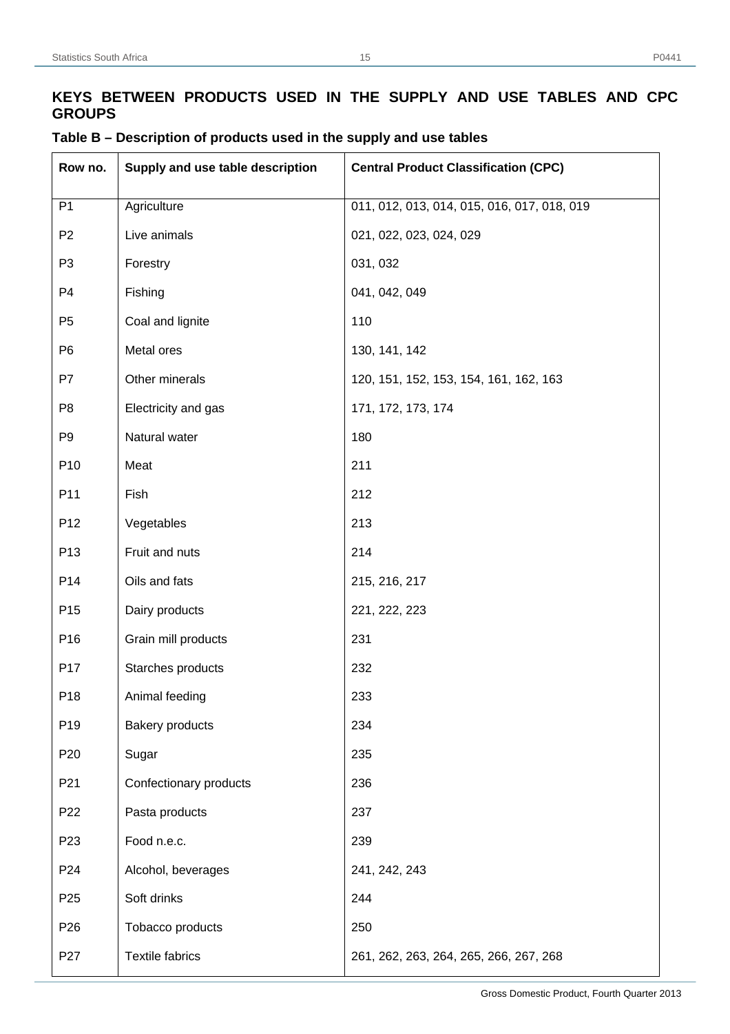## KEYS BETWEEN PRODUCTS USED IN THE SUPPLY AND USE TABLES AND CPC GROUPS

### Table B – Description of products used in the supply and use tables

| Row no. | Supply and use table description | Central Product Classification (CPC) |
|---|---|---|
| P1 | Agriculture | 011, 012, 013, 014, 015, 016, 017, 018, 019 |
| P2 | Live animals | 021, 022, 023, 024, 029 |
| P3 | Forestry | 031, 032 |
| P4 | Fishing | 041, 042, 049 |
| P5 | Coal and lignite | 110 |
| P6 | Metal ores | 130, 141, 142 |
| P7 | Other minerals | 120, 151, 152, 153, 154, 161, 162, 163 |
| P8 | Electricity and gas | 171, 172, 173, 174 |
| P9 | Natural water | 180 |
| P10 | Meat | 211 |
| P11 | Fish | 212 |
| P12 | Vegetables | 213 |
| P13 | Fruit and nuts | 214 |
| P14 | Oils and fats | 215, 216, 217 |
| P15 | Dairy products | 221, 222, 223 |
| P16 | Grain mill products | 231 |
| P17 | Starches products | 232 |
| P18 | Animal feeding | 233 |
| P19 | Bakery products | 234 |
| P20 | Sugar | 235 |
| P21 | Confectionary products | 236 |
| P22 | Pasta products | 237 |
| P23 | Food n.e.c. | 239 |
| P24 | Alcohol, beverages | 241, 242, 243 |
| P25 | Soft drinks | 244 |
| P26 | Tobacco products | 250 |
| P27 | Textile fabrics | 261, 262, 263, 264, 265, 266, 267, 268 |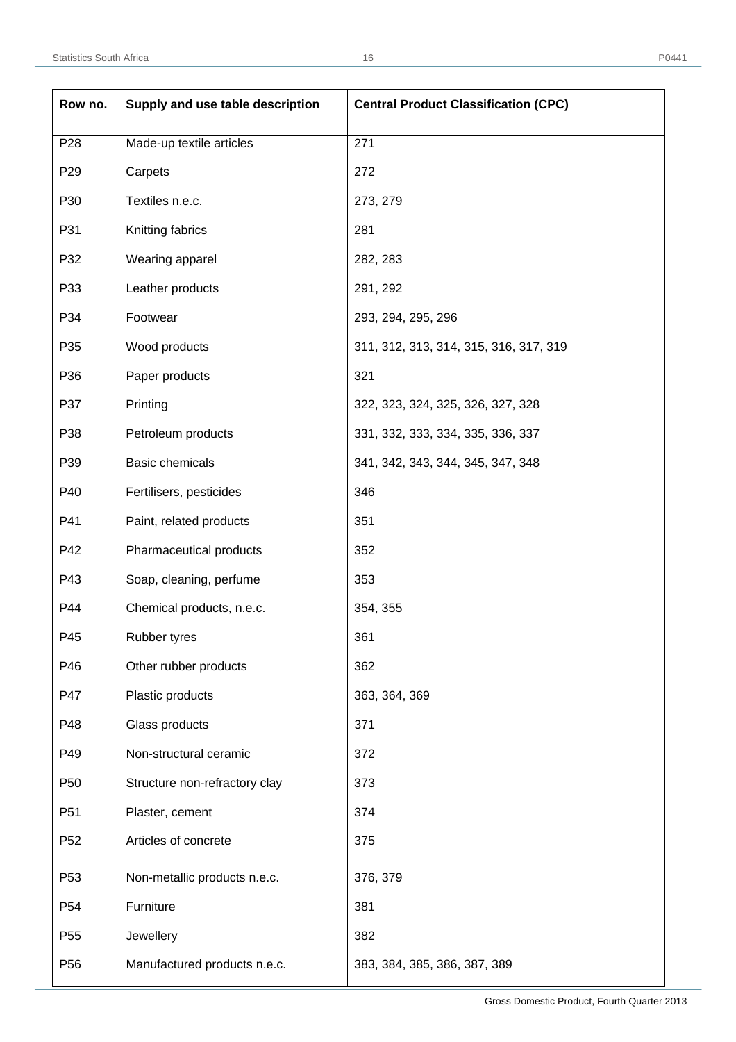| Row no. | Supply and use table description | Central Product Classification (CPC) |
|---|---|---|
| P28 | Made-up textile articles | 271 |
| P29 | Carpets | 272 |
| P30 | Textiles n.e.c. | 273, 279 |
| P31 | Knitting fabrics | 281 |
| P32 | Wearing apparel | 282, 283 |
| P33 | Leather products | 291, 292 |
| P34 | Footwear | 293, 294, 295, 296 |
| P35 | Wood products | 311, 312, 313, 314, 315, 316, 317, 319 |
| P36 | Paper products | 321 |
| P37 | Printing | 322, 323, 324, 325, 326, 327, 328 |
| P38 | Petroleum products | 331, 332, 333, 334, 335, 336, 337 |
| P39 | Basic chemicals | 341, 342, 343, 344, 345, 347, 348 |
| P40 | Fertilisers, pesticides | 346 |
| P41 | Paint, related products | 351 |
| P42 | Pharmaceutical products | 352 |
| P43 | Soap, cleaning, perfume | 353 |
| P44 | Chemical products, n.e.c. | 354, 355 |
| P45 | Rubber tyres | 361 |
| P46 | Other rubber products | 362 |
| P47 | Plastic products | 363, 364, 369 |
| P48 | Glass products | 371 |
| P49 | Non-structural ceramic | 372 |
| P50 | Structure non-refractory clay | 373 |
| P51 | Plaster, cement | 374 |
| P52 | Articles of concrete | 375 |
| P53 | Non-metallic products n.e.c. | 376, 379 |
| P54 | Furniture | 381 |
| P55 | Jewellery | 382 |
| P56 | Manufactured products n.e.c. | 383, 384, 385, 386, 387, 389 |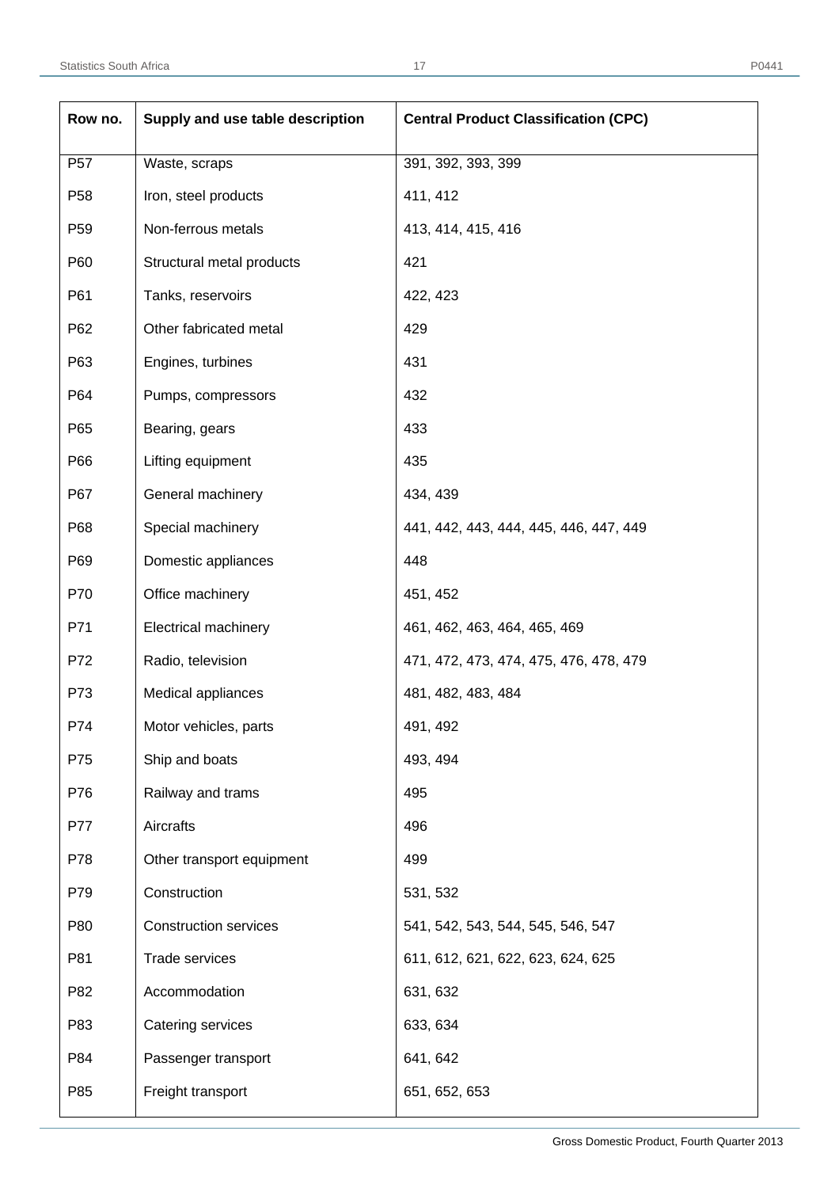| Row no. | Supply and use table description | Central Product Classification (CPC) |
|---|---|---|
| P57 | Waste, scraps | 391, 392, 393, 399 |
| P58 | Iron, steel products | 411, 412 |
| P59 | Non-ferrous metals | 413, 414, 415, 416 |
| P60 | Structural metal products | 421 |
| P61 | Tanks, reservoirs | 422, 423 |
| P62 | Other fabricated metal | 429 |
| P63 | Engines, turbines | 431 |
| P64 | Pumps, compressors | 432 |
| P65 | Bearing, gears | 433 |
| P66 | Lifting equipment | 435 |
| P67 | General machinery | 434, 439 |
| P68 | Special machinery | 441, 442, 443, 444, 445, 446, 447, 449 |
| P69 | Domestic appliances | 448 |
| P70 | Office machinery | 451, 452 |
| P71 | Electrical machinery | 461, 462, 463, 464, 465, 469 |
| P72 | Radio, television | 471, 472, 473, 474, 475, 476, 478, 479 |
| P73 | Medical appliances | 481, 482, 483, 484 |
| P74 | Motor vehicles, parts | 491, 492 |
| P75 | Ship and boats | 493, 494 |
| P76 | Railway and trams | 495 |
| P77 | Aircrafts | 496 |
| P78 | Other transport equipment | 499 |
| P79 | Construction | 531, 532 |
| P80 | Construction services | 541, 542, 543, 544, 545, 546, 547 |
| P81 | Trade services | 611, 612, 621, 622, 623, 624, 625 |
| P82 | Accommodation | 631, 632 |
| P83 | Catering services | 633, 634 |
| P84 | Passenger transport | 641, 642 |
| P85 | Freight transport | 651, 652, 653 |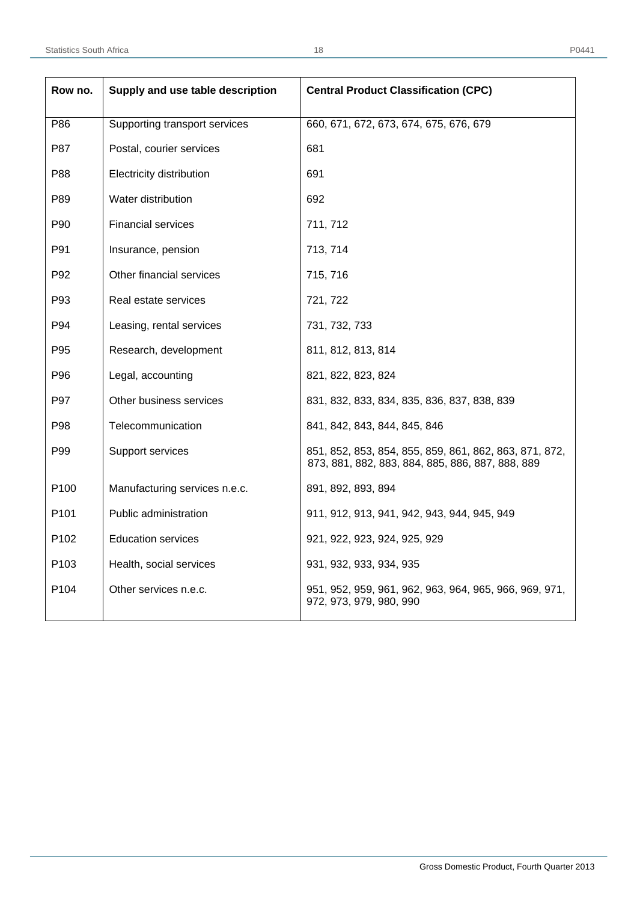| Row no. | Supply and use table description | Central Product Classification (CPC) |
|---|---|---|
| P86 | Supporting transport services | 660, 671, 672, 673, 674, 675, 676, 679 |
| P87 | Postal, courier services | 681 |
| P88 | Electricity distribution | 691 |
| P89 | Water distribution | 692 |
| P90 | Financial services | 711, 712 |
| P91 | Insurance, pension | 713, 714 |
| P92 | Other financial services | 715, 716 |
| P93 | Real estate services | 721, 722 |
| P94 | Leasing, rental services | 731, 732, 733 |
| P95 | Research, development | 811, 812, 813, 814 |
| P96 | Legal, accounting | 821, 822, 823, 824 |
| P97 | Other business services | 831, 832, 833, 834, 835, 836, 837, 838, 839 |
| P98 | Telecommunication | 841, 842, 843, 844, 845, 846 |
| P99 | Support services | 851, 852, 853, 854, 855, 859, 861, 862, 863, 871, 872, 873, 881, 882, 883, 884, 885, 886, 887, 888, 889 |
| P100 | Manufacturing services n.e.c. | 891, 892, 893, 894 |
| P101 | Public administration | 911, 912, 913, 941, 942, 943, 944, 945, 949 |
| P102 | Education services | 921, 922, 923, 924, 925, 929 |
| P103 | Health, social services | 931, 932, 933, 934, 935 |
| P104 | Other services n.e.c. | 951, 952, 959, 961, 962, 963, 964, 965, 966, 969, 971, 972, 973, 979, 980, 990 |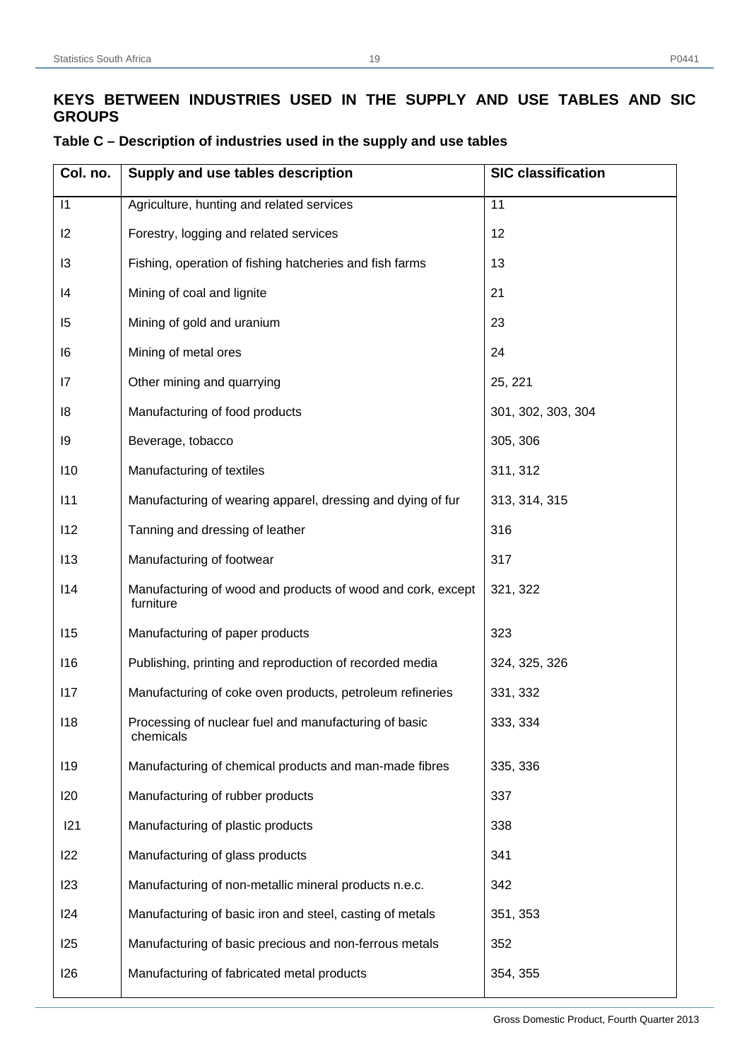## KEYS BETWEEN INDUSTRIES USED IN THE SUPPLY AND USE TABLES AND SIC GROUPS

### Table C – Description of industries used in the supply and use tables

| Col. no. | Supply and use tables description | SIC classification |
|---|---|---|
| I1 | Agriculture, hunting and related services | 11 |
| I2 | Forestry, logging and related services | 12 |
| I3 | Fishing, operation of fishing hatcheries and fish farms | 13 |
| I4 | Mining of coal and lignite | 21 |
| I5 | Mining of gold and uranium | 23 |
| I6 | Mining of metal ores | 24 |
| I7 | Other mining and quarrying | 25, 221 |
| I8 | Manufacturing of food products | 301, 302, 303, 304 |
| I9 | Beverage, tobacco | 305, 306 |
| I10 | Manufacturing of textiles | 311, 312 |
| I11 | Manufacturing of wearing apparel, dressing and dying of fur | 313, 314, 315 |
| I12 | Tanning and dressing of leather | 316 |
| I13 | Manufacturing of footwear | 317 |
| I14 | Manufacturing of wood and products of wood and cork, except furniture | 321, 322 |
| I15 | Manufacturing of paper products | 323 |
| I16 | Publishing, printing and reproduction of recorded media | 324, 325, 326 |
| I17 | Manufacturing of coke oven products, petroleum refineries | 331, 332 |
| I18 | Processing of nuclear fuel and manufacturing of basic chemicals | 333, 334 |
| I19 | Manufacturing of chemical products and man-made fibres | 335, 336 |
| I20 | Manufacturing of rubber products | 337 |
| I21 | Manufacturing of plastic products | 338 |
| I22 | Manufacturing of glass products | 341 |
| I23 | Manufacturing of non-metallic mineral products n.e.c. | 342 |
| I24 | Manufacturing of basic iron and steel, casting of metals | 351, 353 |
| I25 | Manufacturing of basic precious and non-ferrous metals | 352 |
| I26 | Manufacturing of fabricated metal products | 354, 355 |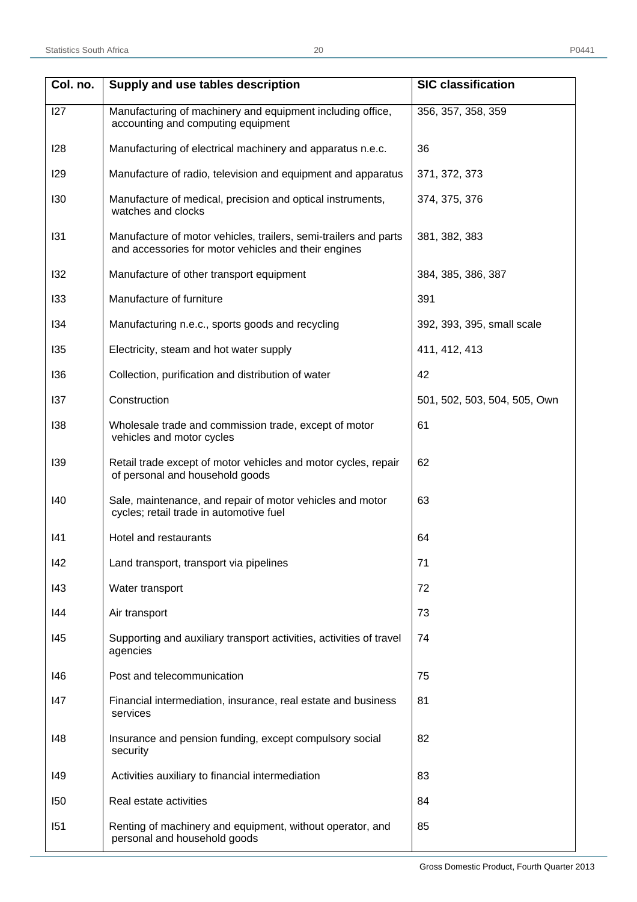| Col. no. | Supply and use tables description | SIC classification |
|---|---|---|
| I27 | Manufacturing of machinery and equipment including office, accounting and computing equipment | 356, 357, 358, 359 |
| I28 | Manufacturing of electrical machinery and apparatus n.e.c. | 36 |
| I29 | Manufacture of radio, television and equipment and apparatus | 371, 372, 373 |
| I30 | Manufacture of medical, precision and optical instruments, watches and clocks | 374, 375, 376 |
| I31 | Manufacture of motor vehicles, trailers, semi-trailers and parts and accessories for motor vehicles and their engines | 381, 382, 383 |
| I32 | Manufacture of other transport equipment | 384, 385, 386, 387 |
| I33 | Manufacture of furniture | 391 |
| I34 | Manufacturing n.e.c., sports goods and recycling | 392, 393, 395, small scale |
| I35 | Electricity, steam and hot water supply | 411, 412, 413 |
| I36 | Collection, purification and distribution of water | 42 |
| I37 | Construction | 501, 502, 503, 504, 505, Own |
| I38 | Wholesale trade and commission trade, except of motor vehicles and motor cycles | 61 |
| I39 | Retail trade except of motor vehicles and motor cycles, repair of personal and household goods | 62 |
| I40 | Sale, maintenance, and repair of motor vehicles and motor cycles; retail trade in automotive fuel | 63 |
| I41 | Hotel and restaurants | 64 |
| I42 | Land transport, transport via pipelines | 71 |
| I43 | Water transport | 72 |
| I44 | Air transport | 73 |
| I45 | Supporting and auxiliary transport activities, activities of travel agencies | 74 |
| I46 | Post and telecommunication | 75 |
| I47 | Financial intermediation, insurance, real estate and business services | 81 |
| I48 | Insurance and pension funding, except compulsory social security | 82 |
| I49 | Activities auxiliary to financial intermediation | 83 |
| I50 | Real estate activities | 84 |
| I51 | Renting of machinery and equipment, without operator, and personal and household goods | 85 |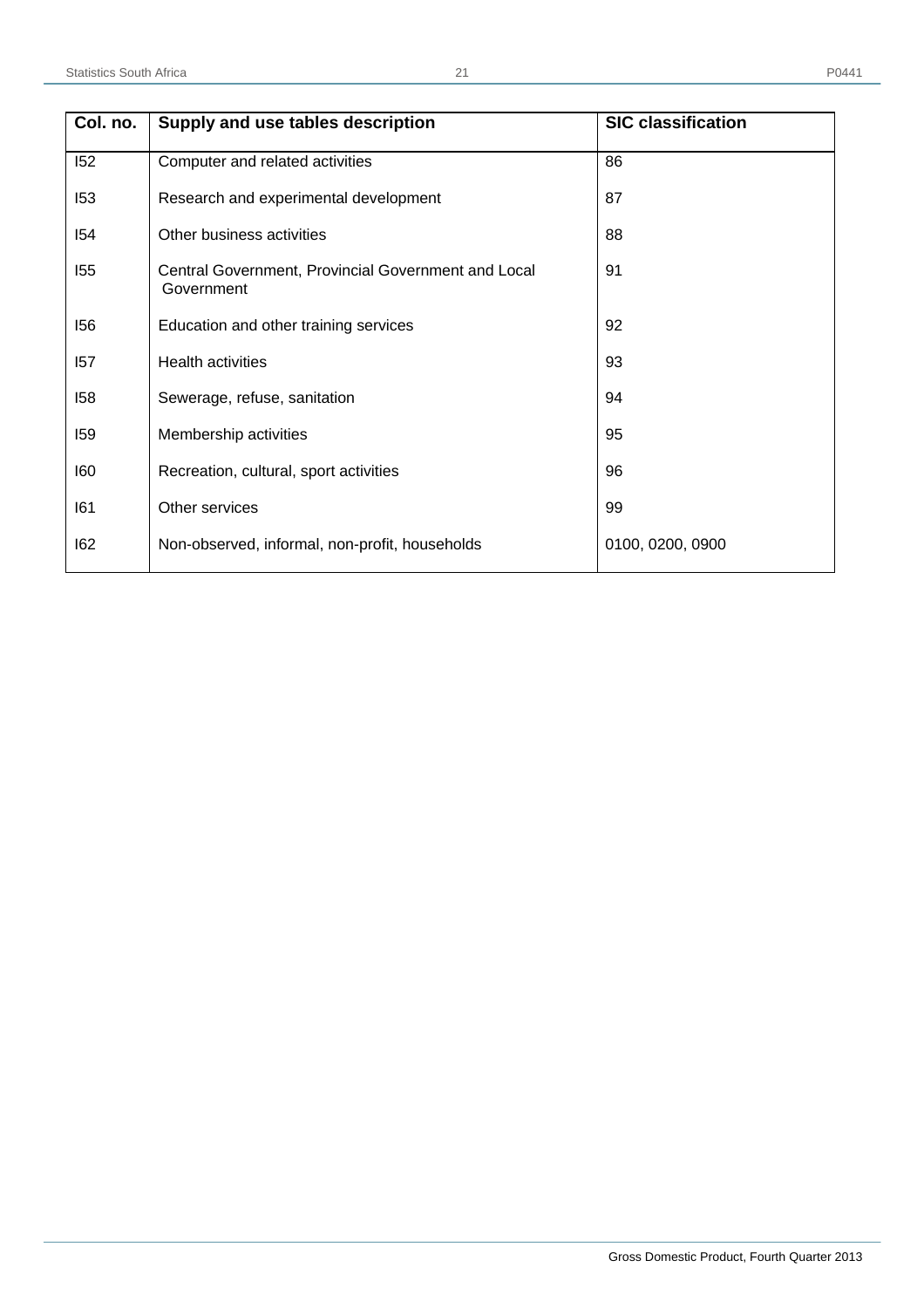| Col. no. | Supply and use tables description | SIC classification |
| --- | --- | --- |
| I52 | Computer and related activities | 86 |
| I53 | Research and experimental development | 87 |
| I54 | Other business activities | 88 |
| I55 | Central Government, Provincial Government and Local Government | 91 |
| I56 | Education and other training services | 92 |
| I57 | Health activities | 93 |
| I58 | Sewerage, refuse, sanitation | 94 |
| I59 | Membership activities | 95 |
| I60 | Recreation, cultural, sport activities | 96 |
| I61 | Other services | 99 |
| I62 | Non-observed, informal, non-profit, households | 0100, 0200, 0900 |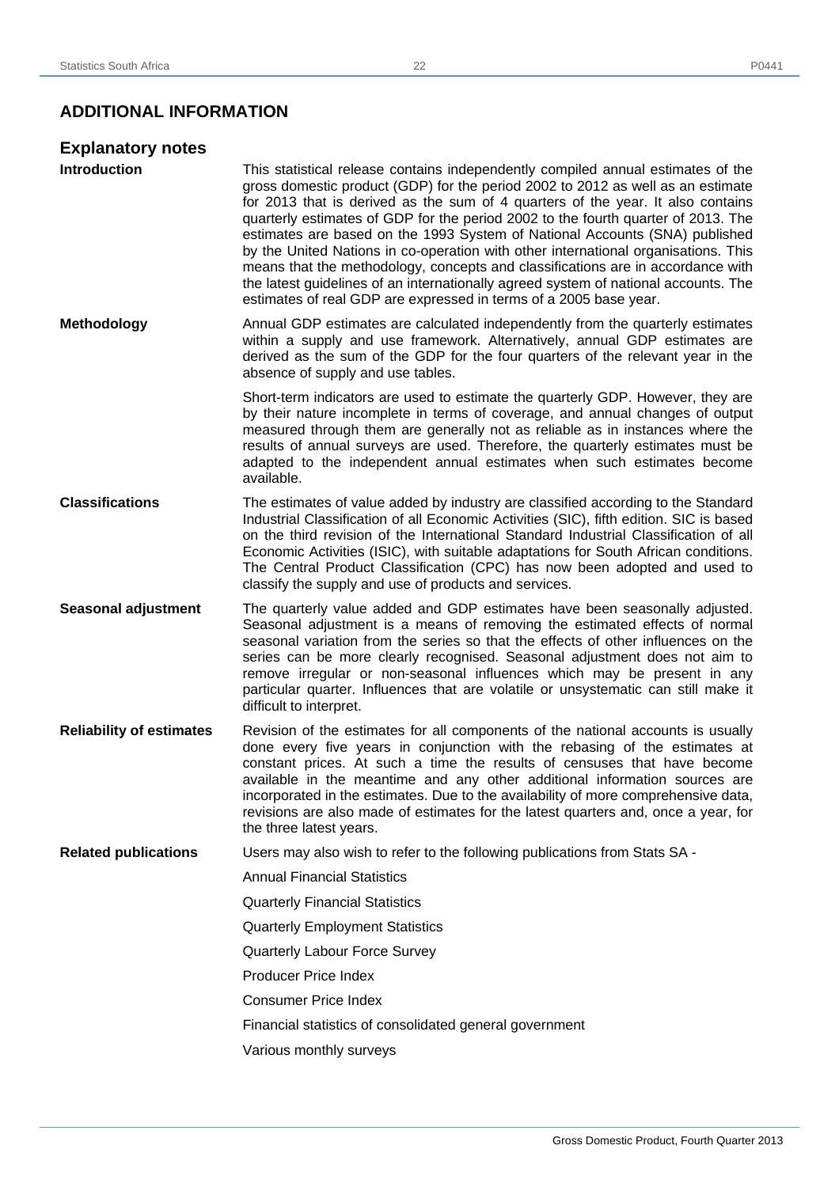## ADDITIONAL INFORMATION

### Explanatory notes

**Introduction**

This statistical release contains independently compiled annual estimates of the gross domestic product (GDP) for the period 2002 to 2012 as well as an estimate for 2013 that is derived as the sum of 4 quarters of the year. It also contains quarterly estimates of GDP for the period 2002 to the fourth quarter of 2013. The estimates are based on the 1993 System of National Accounts (SNA) published by the United Nations in co-operation with other international organisations. This means that the methodology, concepts and classifications are in accordance with the latest guidelines of an internationally agreed system of national accounts. The estimates of real GDP are expressed in terms of a 2005 base year.

**Methodology**

Annual GDP estimates are calculated independently from the quarterly estimates within a supply and use framework. Alternatively, annual GDP estimates are derived as the sum of the GDP for the four quarters of the relevant year in the absence of supply and use tables.

Short-term indicators are used to estimate the quarterly GDP. However, they are by their nature incomplete in terms of coverage, and annual changes of output measured through them are generally not as reliable as in instances where the results of annual surveys are used. Therefore, the quarterly estimates must be adapted to the independent annual estimates when such estimates become available.

**Classifications**

The estimates of value added by industry are classified according to the Standard Industrial Classification of all Economic Activities (SIC), fifth edition. SIC is based on the third revision of the International Standard Industrial Classification of all Economic Activities (ISIC), with suitable adaptations for South African conditions. The Central Product Classification (CPC) has now been adopted and used to classify the supply and use of products and services.

**Seasonal adjustment**

The quarterly value added and GDP estimates have been seasonally adjusted. Seasonal adjustment is a means of removing the estimated effects of normal seasonal variation from the series so that the effects of other influences on the series can be more clearly recognised. Seasonal adjustment does not aim to remove irregular or non-seasonal influences which may be present in any particular quarter. Influences that are volatile or unsystematic can still make it difficult to interpret.

**Reliability of estimates**

Revision of the estimates for all components of the national accounts is usually done every five years in conjunction with the rebasing of the estimates at constant prices. At such a time the results of censuses that have become available in the meantime and any other additional information sources are incorporated in the estimates. Due to the availability of more comprehensive data, revisions are also made of estimates for the latest quarters and, once a year, for the three latest years.

**Related publications**

Users may also wish to refer to the following publications from Stats SA -

Annual Financial Statistics

Quarterly Financial Statistics

Quarterly Employment Statistics

Quarterly Labour Force Survey

Producer Price Index

Consumer Price Index

Financial statistics of consolidated general government

Various monthly surveys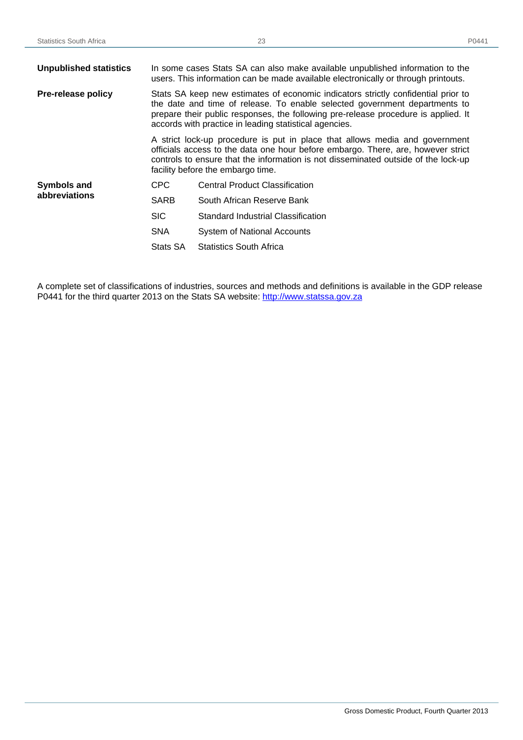**Unpublished statistics**

In some cases Stats SA can also make available unpublished information to the users. This information can be made available electronically or through printouts.

**Pre-release policy**

Stats SA keep new estimates of economic indicators strictly confidential prior to the date and time of release. To enable selected government departments to prepare their public responses, the following pre-release procedure is applied. It accords with practice in leading statistical agencies.

A strict lock-up procedure is put in place that allows media and government officials access to the data one hour before embargo. There, are, however strict controls to ensure that the information is not disseminated outside of the lock-up facility before the embargo time.

**Symbols and abbreviations**

| | |
|---|---|
| CPC | Central Product Classification |
| SARB | South African Reserve Bank |
| SIC | Standard Industrial Classification |
| SNA | System of National Accounts |
| Stats SA | Statistics South Africa |

A complete set of classifications of industries, sources and methods and definitions is available in the GDP release P0441 for the third quarter 2013 on the Stats SA website: http://www.statssa.gov.za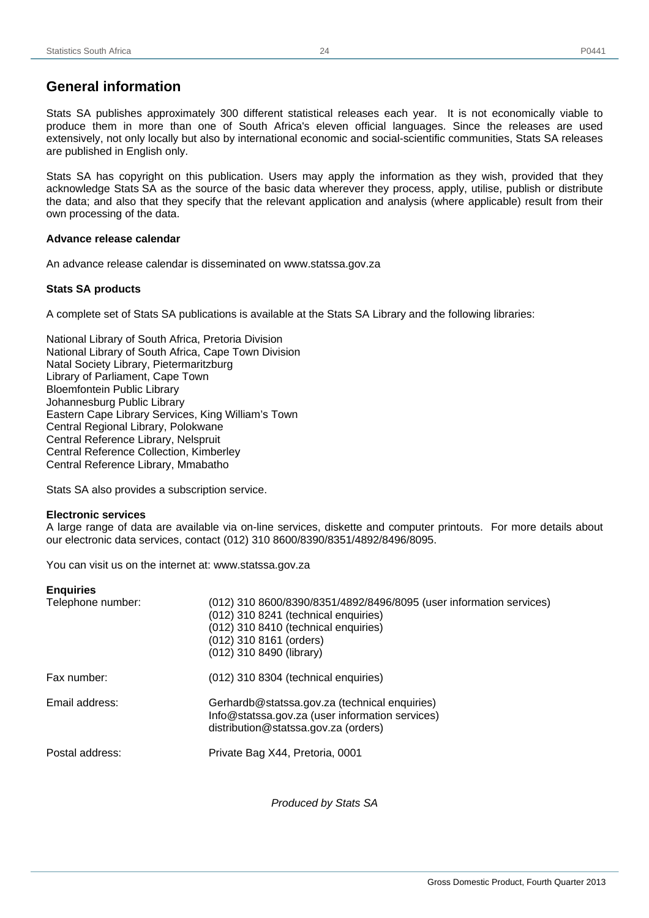## General information

Stats SA publishes approximately 300 different statistical releases each year. It is not economically viable to produce them in more than one of South Africa's eleven official languages. Since the releases are used extensively, not only locally but also by international economic and social-scientific communities, Stats SA releases are published in English only.

Stats SA has copyright on this publication. Users may apply the information as they wish, provided that they acknowledge Stats SA as the source of the basic data wherever they process, apply, utilise, publish or distribute the data; and also that they specify that the relevant application and analysis (where applicable) result from their own processing of the data.

**Advance release calendar**

An advance release calendar is disseminated on www.statssa.gov.za

**Stats SA products**

A complete set of Stats SA publications is available at the Stats SA Library and the following libraries:

National Library of South Africa, Pretoria Division
National Library of South Africa, Cape Town Division
Natal Society Library, Pietermaritzburg
Library of Parliament, Cape Town
Bloemfontein Public Library
Johannesburg Public Library
Eastern Cape Library Services, King William's Town
Central Regional Library, Polokwane
Central Reference Library, Nelspruit
Central Reference Collection, Kimberley
Central Reference Library, Mmabatho

Stats SA also provides a subscription service.

**Electronic services**
A large range of data are available via on-line services, diskette and computer printouts. For more details about our electronic data services, contact (012) 310 8600/8390/8351/4892/8496/8095.

You can visit us on the internet at: www.statssa.gov.za

**Enquiries**

| | |
|---|---|
| Telephone number: | (012) 310 8600/8390/8351/4892/8496/8095 (user information services)<br>(012) 310 8241 (technical enquiries)<br>(012) 310 8410 (technical enquiries)<br>(012) 310 8161 (orders)<br>(012) 310 8490 (library) |
| Fax number: | (012) 310 8304 (technical enquiries) |
| Email address: | Gerhardb@statssa.gov.za (technical enquiries)<br>Info@statssa.gov.za (user information services)<br>distribution@statssa.gov.za (orders) |
| Postal address: | Private Bag X44, Pretoria, 0001 |

*Produced by Stats SA*